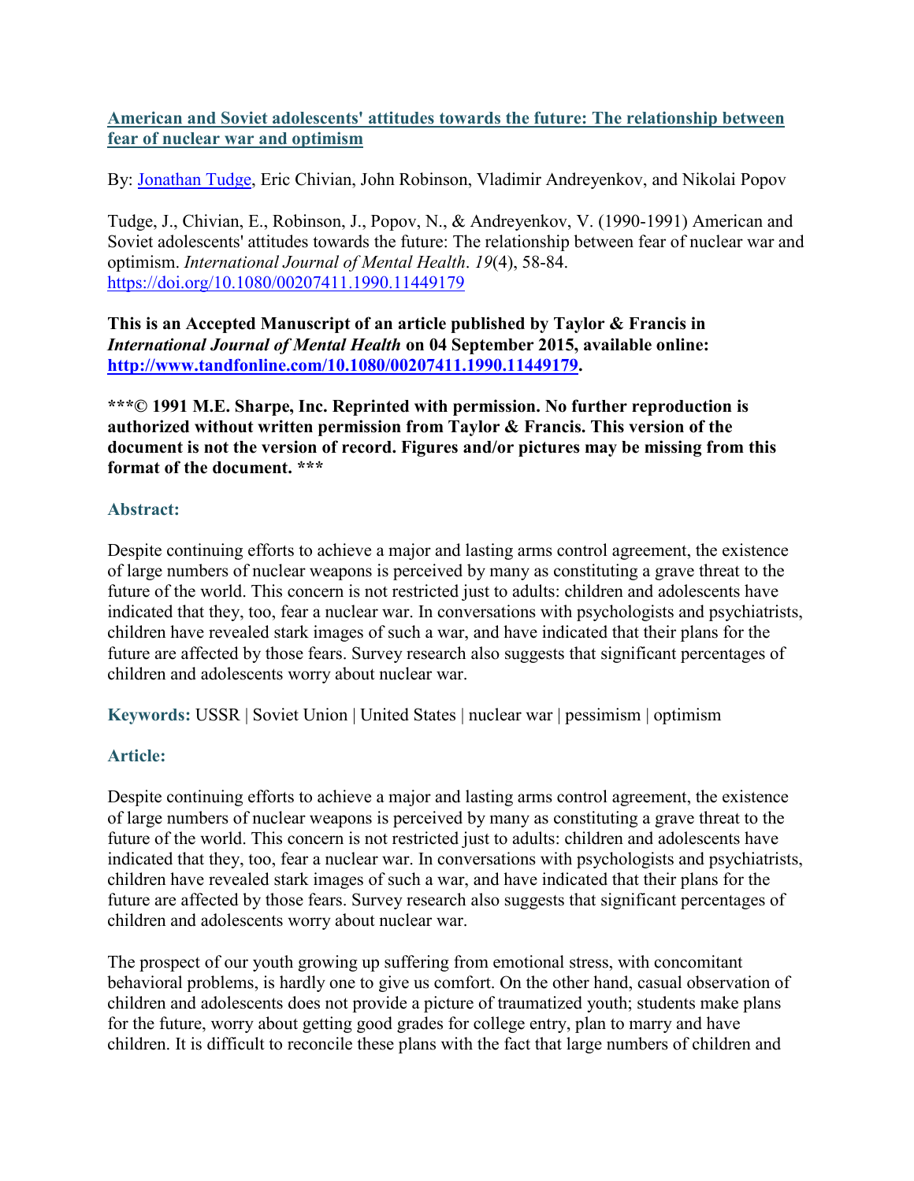# [American and Soviet adolescents' attitudes towards the future: The relationship between fear of nuclear war and optimism](#)

By: [Jonathan Tudge](#), Eric Chivian, John Robinson, Vladimir Andreyenkov, and Nikolai Popov

Tudge, J., Chivian, E., Robinson, J., Popov, N., & Andreyenkov, V. (1990-1991) American and Soviet adolescents' attitudes towards the future: The relationship between fear of nuclear war and optimism. *International Journal of Mental Health*. *19*(4), 58-84. [https://doi.org/10.1080/00207411.1990.11449179](https://doi.org/10.1080/00207411.1990.11449179)

**This is an Accepted Manuscript of an article published by Taylor & Francis in *International Journal of Mental Health* on 04 September 2015, available online: [http://www.tandfonline.com/10.1080/00207411.1990.11449179](http://www.tandfonline.com/10.1080/00207411.1990.11449179).**

**\*\*\*© 1991 M.E. Sharpe, Inc. Reprinted with permission. No further reproduction is authorized without written permission from Taylor & Francis. This version of the document is not the version of record. Figures and/or pictures may be missing from this format of the document. \*\*\***

## Abstract:

Despite continuing efforts to achieve a major and lasting arms control agreement, the existence of large numbers of nuclear weapons is perceived by many as constituting a grave threat to the future of the world. This concern is not restricted just to adults: children and adolescents have indicated that they, too, fear a nuclear war. In conversations with psychologists and psychiatrists, children have revealed stark images of such a war, and have indicated that their plans for the future are affected by those fears. Survey research also suggests that significant percentages of children and adolescents worry about nuclear war.

**Keywords:** USSR | Soviet Union | United States | nuclear war | pessimism | optimism

## Article:

Despite continuing efforts to achieve a major and lasting arms control agreement, the existence of large numbers of nuclear weapons is perceived by many as constituting a grave threat to the future of the world. This concern is not restricted just to adults: children and adolescents have indicated that they, too, fear a nuclear war. In conversations with psychologists and psychiatrists, children have revealed stark images of such a war, and have indicated that their plans for the future are affected by those fears. Survey research also suggests that significant percentages of children and adolescents worry about nuclear war.

The prospect of our youth growing up suffering from emotional stress, with concomitant behavioral problems, is hardly one to give us comfort. On the other hand, casual observation of children and adolescents does not provide a picture of traumatized youth; students make plans for the future, worry about getting good grades for college entry, plan to marry and have children. It is difficult to reconcile these plans with the fact that large numbers of children and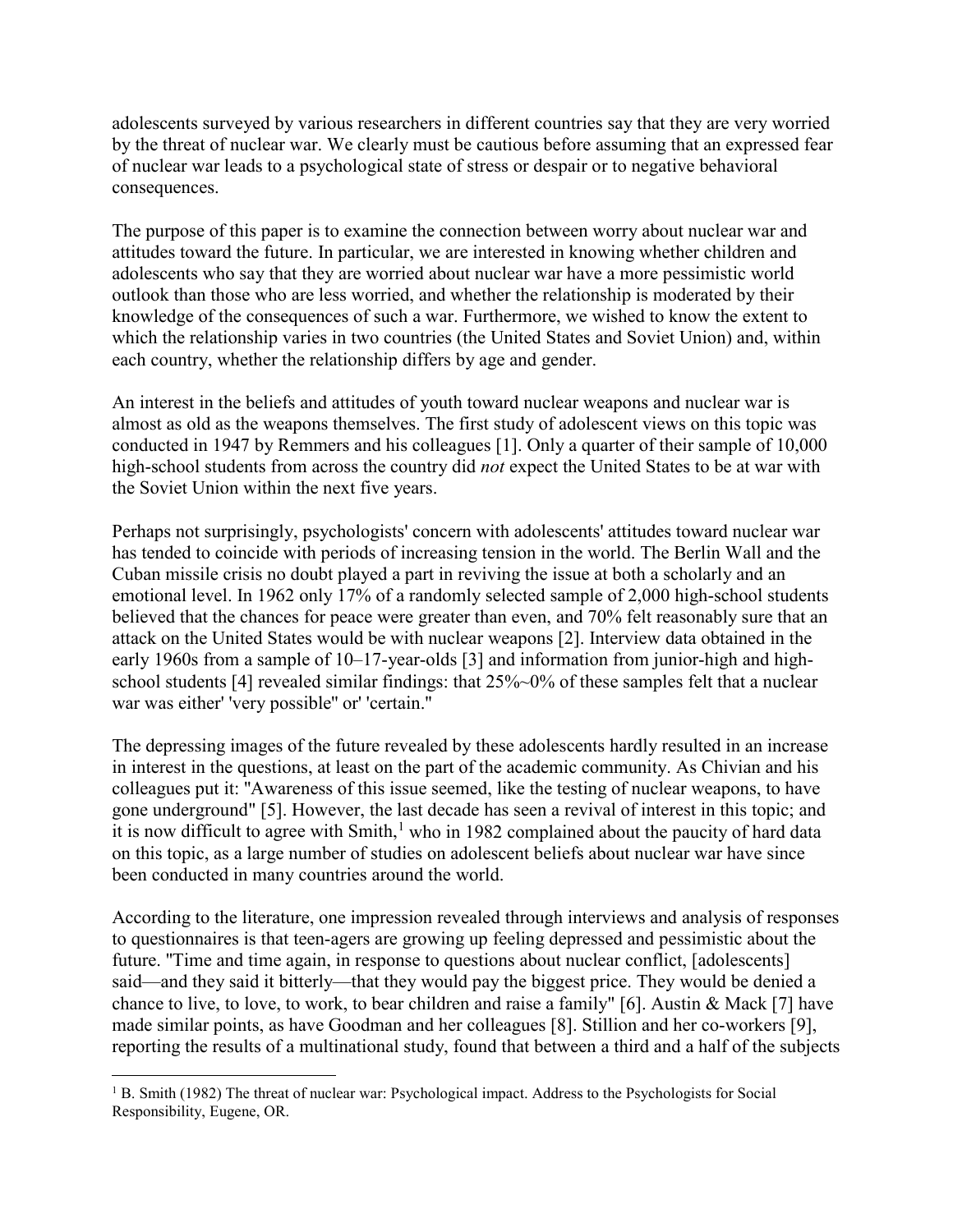adolescents surveyed by various researchers in different countries say that they are very worried by the threat of nuclear war. We clearly must be cautious before assuming that an expressed fear of nuclear war leads to a psychological state of stress or despair or to negative behavioral consequences.

The purpose of this paper is to examine the connection between worry about nuclear war and attitudes toward the future. In particular, we are interested in knowing whether children and adolescents who say that they are worried about nuclear war have a more pessimistic world outlook than those who are less worried, and whether the relationship is moderated by their knowledge of the consequences of such a war. Furthermore, we wished to know the extent to which the relationship varies in two countries (the United States and Soviet Union) and, within each country, whether the relationship differs by age and gender.

An interest in the beliefs and attitudes of youth toward nuclear weapons and nuclear war is almost as old as the weapons themselves. The first study of adolescent views on this topic was conducted in 1947 by Remmers and his colleagues [1]. Only a quarter of their sample of 10,000 high-school students from across the country did *not* expect the United States to be at war with the Soviet Union within the next five years.

Perhaps not surprisingly, psychologists' concern with adolescents' attitudes toward nuclear war has tended to coincide with periods of increasing tension in the world. The Berlin Wall and the Cuban missile crisis no doubt played a part in reviving the issue at both a scholarly and an emotional level. In 1962 only 17% of a randomly selected sample of 2,000 high-school students believed that the chances for peace were greater than even, and 70% felt reasonably sure that an attack on the United States would be with nuclear weapons [2]. Interview data obtained in the early 1960s from a sample of 10–17-year-olds [3] and information from junior-high and high-school students [4] revealed similar findings: that 25%~0% of these samples felt that a nuclear war was either' 'very possible" or' 'certain."

The depressing images of the future revealed by these adolescents hardly resulted in an increase in interest in the questions, at least on the part of the academic community. As Chivian and his colleagues put it: "Awareness of this issue seemed, like the testing of nuclear weapons, to have gone underground" [5]. However, the last decade has seen a revival of interest in this topic; and it is now difficult to agree with Smith,[1] who in 1982 complained about the paucity of hard data on this topic, as a large number of studies on adolescent beliefs about nuclear war have since been conducted in many countries around the world.

According to the literature, one impression revealed through interviews and analysis of responses to questionnaires is that teen-agers are growing up feeling depressed and pessimistic about the future. "Time and time again, in response to questions about nuclear conflict, [adolescents] said—and they said it bitterly—that they would pay the biggest price. They would be denied a chance to live, to love, to work, to bear children and raise a family" [6]. Austin & Mack [7] have made similar points, as have Goodman and her colleagues [8]. Stillion and her co-workers [9], reporting the results of a multinational study, found that between a third and a half of the subjects

[1] B. Smith (1982) The threat of nuclear war: Psychological impact. Address to the Psychologists for Social Responsibility, Eugene, OR.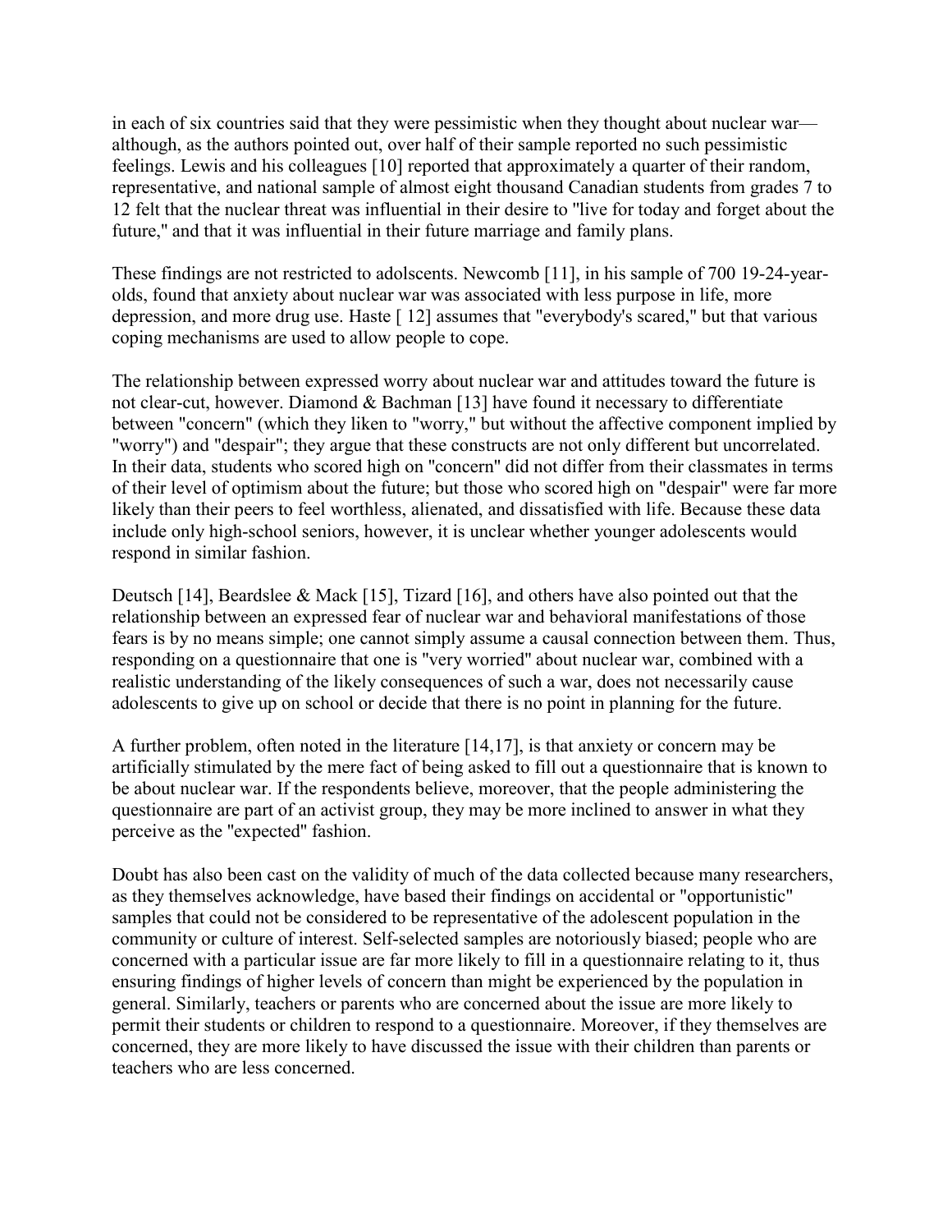in each of six countries said that they were pessimistic when they thought about nuclear war—although, as the authors pointed out, over half of their sample reported no such pessimistic feelings. Lewis and his colleagues [10] reported that approximately a quarter of their random, representative, and national sample of almost eight thousand Canadian students from grades 7 to 12 felt that the nuclear threat was influential in their desire to "live for today and forget about the future," and that it was influential in their future marriage and family plans.

These findings are not restricted to adolscents. Newcomb [11], in his sample of 700 19-24-year-olds, found that anxiety about nuclear war was associated with less purpose in life, more depression, and more drug use. Haste [ 12] assumes that "everybody's scared," but that various coping mechanisms are used to allow people to cope.

The relationship between expressed worry about nuclear war and attitudes toward the future is not clear-cut, however. Diamond & Bachman [13] have found it necessary to differentiate between "concern" (which they liken to "worry," but without the affective component implied by "worry") and "despair"; they argue that these constructs are not only different but uncorrelated. In their data, students who scored high on "concern" did not differ from their classmates in terms of their level of optimism about the future; but those who scored high on "despair" were far more likely than their peers to feel worthless, alienated, and dissatisfied with life. Because these data include only high-school seniors, however, it is unclear whether younger adolescents would respond in similar fashion.

Deutsch [14], Beardslee & Mack [15], Tizard [16], and others have also pointed out that the relationship between an expressed fear of nuclear war and behavioral manifestations of those fears is by no means simple; one cannot simply assume a causal connection between them. Thus, responding on a questionnaire that one is "very worried" about nuclear war, combined with a realistic understanding of the likely consequences of such a war, does not necessarily cause adolescents to give up on school or decide that there is no point in planning for the future.

A further problem, often noted in the literature [14,17], is that anxiety or concern may be artificially stimulated by the mere fact of being asked to fill out a questionnaire that is known to be about nuclear war. If the respondents believe, moreover, that the people administering the questionnaire are part of an activist group, they may be more inclined to answer in what they perceive as the "expected" fashion.

Doubt has also been cast on the validity of much of the data collected because many researchers, as they themselves acknowledge, have based their findings on accidental or "opportunistic" samples that could not be considered to be representative of the adolescent population in the community or culture of interest. Self-selected samples are notoriously biased; people who are concerned with a particular issue are far more likely to fill in a questionnaire relating to it, thus ensuring findings of higher levels of concern than might be experienced by the population in general. Similarly, teachers or parents who are concerned about the issue are more likely to permit their students or children to respond to a questionnaire. Moreover, if they themselves are concerned, they are more likely to have discussed the issue with their children than parents or teachers who are less concerned.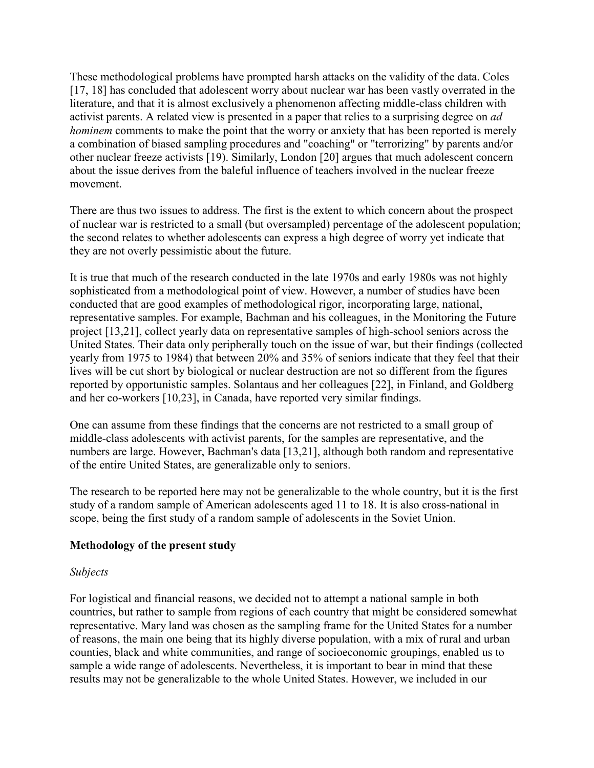These methodological problems have prompted harsh attacks on the validity of the data. Coles [17, 18] has concluded that adolescent worry about nuclear war has been vastly overrated in the literature, and that it is almost exclusively a phenomenon affecting middle-class children with activist parents. A related view is presented in a paper that relies to a surprising degree on *ad hominem* comments to make the point that the worry or anxiety that has been reported is merely a combination of biased sampling procedures and "coaching" or "terrorizing" by parents and/or other nuclear freeze activists [19]. Similarly, London [20] argues that much adolescent concern about the issue derives from the baleful influence of teachers involved in the nuclear freeze movement.

There are thus two issues to address. The first is the extent to which concern about the prospect of nuclear war is restricted to a small (but oversampled) percentage of the adolescent population; the second relates to whether adolescents can express a high degree of worry yet indicate that they are not overly pessimistic about the future.

It is true that much of the research conducted in the late 1970s and early 1980s was not highly sophisticated from a methodological point of view. However, a number of studies have been conducted that are good examples of methodological rigor, incorporating large, national, representative samples. For example, Bachman and his colleagues, in the Monitoring the Future project [13,21], collect yearly data on representative samples of high-school seniors across the United States. Their data only peripherally touch on the issue of war, but their findings (collected yearly from 1975 to 1984) that between 20% and 35% of seniors indicate that they feel that their lives will be cut short by biological or nuclear destruction are not so different from the figures reported by opportunistic samples. Solantaus and her colleagues [22], in Finland, and Goldberg and her co-workers [10,23], in Canada, have reported very similar findings.

One can assume from these findings that the concerns are not restricted to a small group of middle-class adolescents with activist parents, for the samples are representative, and the numbers are large. However, Bachman's data [13,21], although both random and representative of the entire United States, are generalizable only to seniors.

The research to be reported here may not be generalizable to the whole country, but it is the first study of a random sample of American adolescents aged 11 to 18. It is also cross-national in scope, being the first study of a random sample of adolescents in the Soviet Union.

## Methodology of the present study

### *Subjects*

For logistical and financial reasons, we decided not to attempt a national sample in both countries, but rather to sample from regions of each country that might be considered somewhat representative. Mary land was chosen as the sampling frame for the United States for a number of reasons, the main one being that its highly diverse population, with a mix of rural and urban counties, black and white communities, and range of socioeconomic groupings, enabled us to sample a wide range of adolescents. Nevertheless, it is important to bear in mind that these results may not be generalizable to the whole United States. However, we included in our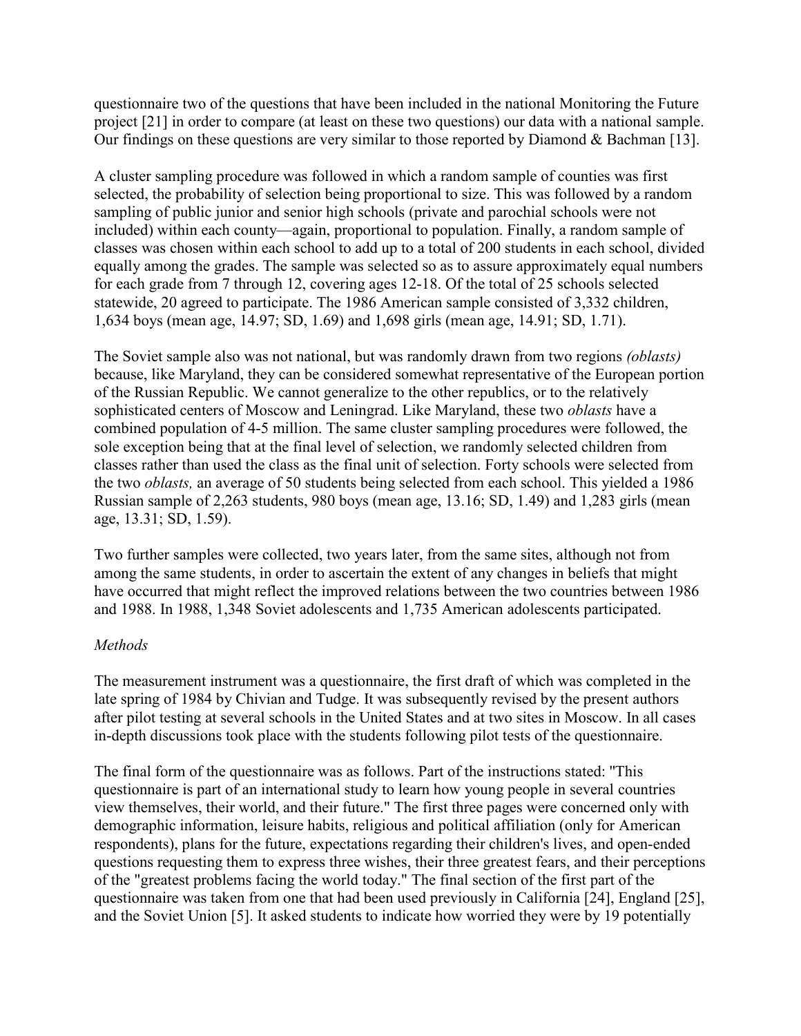questionnaire two of the questions that have been included in the national Monitoring the Future project [21] in order to compare (at least on these two questions) our data with a national sample. Our findings on these questions are very similar to those reported by Diamond & Bachman [13].

A cluster sampling procedure was followed in which a random sample of counties was first selected, the probability of selection being proportional to size. This was followed by a random sampling of public junior and senior high schools (private and parochial schools were not included) within each county—again, proportional to population. Finally, a random sample of classes was chosen within each school to add up to a total of 200 students in each school, divided equally among the grades. The sample was selected so as to assure approximately equal numbers for each grade from 7 through 12, covering ages 12-18. Of the total of 25 schools selected statewide, 20 agreed to participate. The 1986 American sample consisted of 3,332 children, 1,634 boys (mean age, 14.97; SD, 1.69) and 1,698 girls (mean age, 14.91; SD, 1.71).

The Soviet sample also was not national, but was randomly drawn from two regions *(oblasts)* because, like Maryland, they can be considered somewhat representative of the European portion of the Russian Republic. We cannot generalize to the other republics, or to the relatively sophisticated centers of Moscow and Leningrad. Like Maryland, these two *oblasts* have a combined population of 4-5 million. The same cluster sampling procedures were followed, the sole exception being that at the final level of selection, we randomly selected children from classes rather than used the class as the final unit of selection. Forty schools were selected from the two *oblasts,* an average of 50 students being selected from each school. This yielded a 1986 Russian sample of 2,263 students, 980 boys (mean age, 13.16; SD, 1.49) and 1,283 girls (mean age, 13.31; SD, 1.59).

Two further samples were collected, two years later, from the same sites, although not from among the same students, in order to ascertain the extent of any changes in beliefs that might have occurred that might reflect the improved relations between the two countries between 1986 and 1988. In 1988, 1,348 Soviet adolescents and 1,735 American adolescents participated.

*Methods*

The measurement instrument was a questionnaire, the first draft of which was completed in the late spring of 1984 by Chivian and Tudge. It was subsequently revised by the present authors after pilot testing at several schools in the United States and at two sites in Moscow. In all cases in-depth discussions took place with the students following pilot tests of the questionnaire.

The final form of the questionnaire was as follows. Part of the instructions stated: "This questionnaire is part of an international study to learn how young people in several countries view themselves, their world, and their future." The first three pages were concerned only with demographic information, leisure habits, religious and political affiliation (only for American respondents), plans for the future, expectations regarding their children's lives, and open-ended questions requesting them to express three wishes, their three greatest fears, and their perceptions of the "greatest problems facing the world today." The final section of the first part of the questionnaire was taken from one that had been used previously in California [24], England [25], and the Soviet Union [5]. It asked students to indicate how worried they were by 19 potentially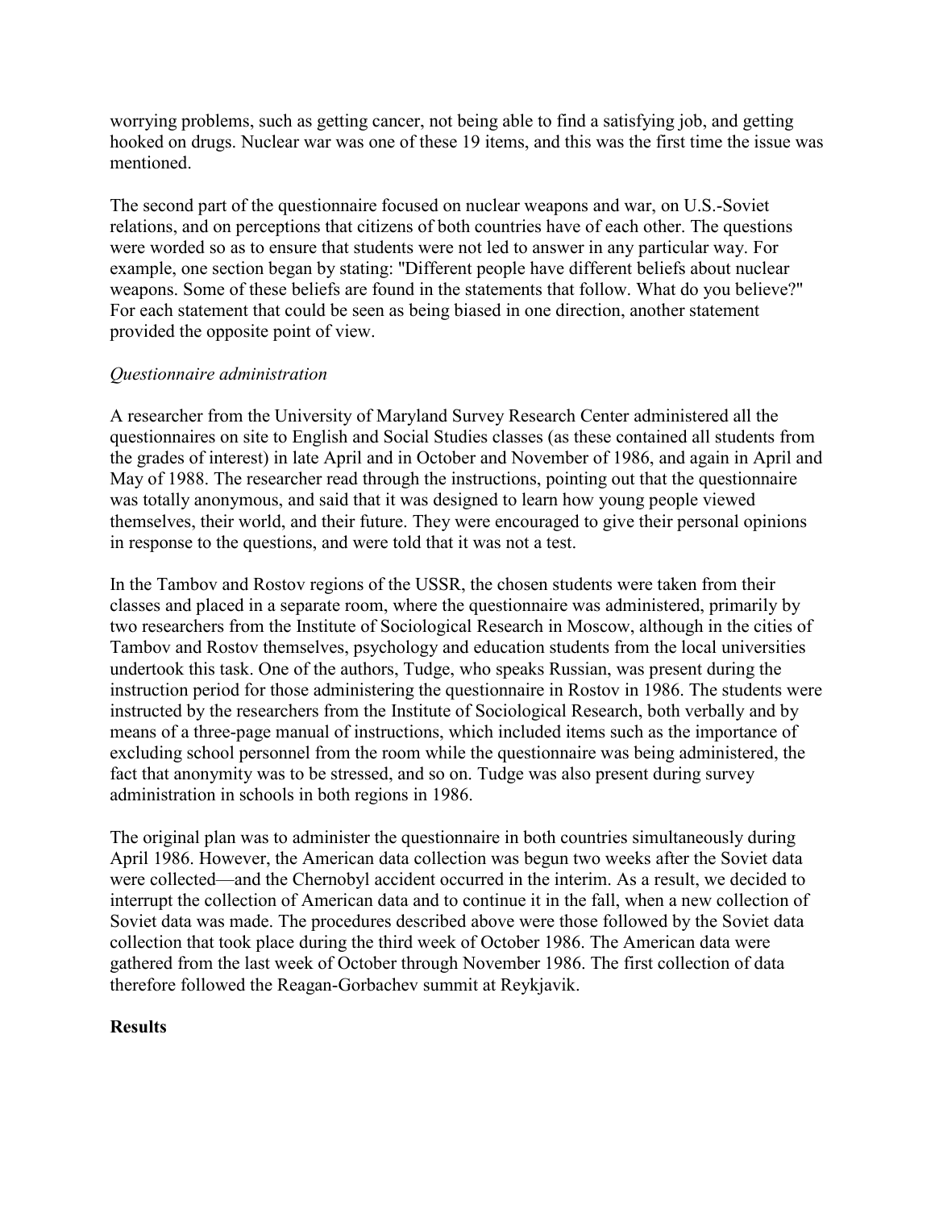worrying problems, such as getting cancer, not being able to find a satisfying job, and getting hooked on drugs. Nuclear war was one of these 19 items, and this was the first time the issue was mentioned.

The second part of the questionnaire focused on nuclear weapons and war, on U.S.-Soviet relations, and on perceptions that citizens of both countries have of each other. The questions were worded so as to ensure that students were not led to answer in any particular way. For example, one section began by stating: "Different people have different beliefs about nuclear weapons. Some of these beliefs are found in the statements that follow. What do you believe?" For each statement that could be seen as being biased in one direction, another statement provided the opposite point of view.

*Questionnaire administration*

A researcher from the University of Maryland Survey Research Center administered all the questionnaires on site to English and Social Studies classes (as these contained all students from the grades of interest) in late April and in October and November of 1986, and again in April and May of 1988. The researcher read through the instructions, pointing out that the questionnaire was totally anonymous, and said that it was designed to learn how young people viewed themselves, their world, and their future. They were encouraged to give their personal opinions in response to the questions, and were told that it was not a test.

In the Tambov and Rostov regions of the USSR, the chosen students were taken from their classes and placed in a separate room, where the questionnaire was administered, primarily by two researchers from the Institute of Sociological Research in Moscow, although in the cities of Tambov and Rostov themselves, psychology and education students from the local universities undertook this task. One of the authors, Tudge, who speaks Russian, was present during the instruction period for those administering the questionnaire in Rostov in 1986. The students were instructed by the researchers from the Institute of Sociological Research, both verbally and by means of a three-page manual of instructions, which included items such as the importance of excluding school personnel from the room while the questionnaire was being administered, the fact that anonymity was to be stressed, and so on. Tudge was also present during survey administration in schools in both regions in 1986.

The original plan was to administer the questionnaire in both countries simultaneously during April 1986. However, the American data collection was begun two weeks after the Soviet data were collected—and the Chernobyl accident occurred in the interim. As a result, we decided to interrupt the collection of American data and to continue it in the fall, when a new collection of Soviet data was made. The procedures described above were those followed by the Soviet data collection that took place during the third week of October 1986. The American data were gathered from the last week of October through November 1986. The first collection of data therefore followed the Reagan-Gorbachev summit at Reykjavik.

## Results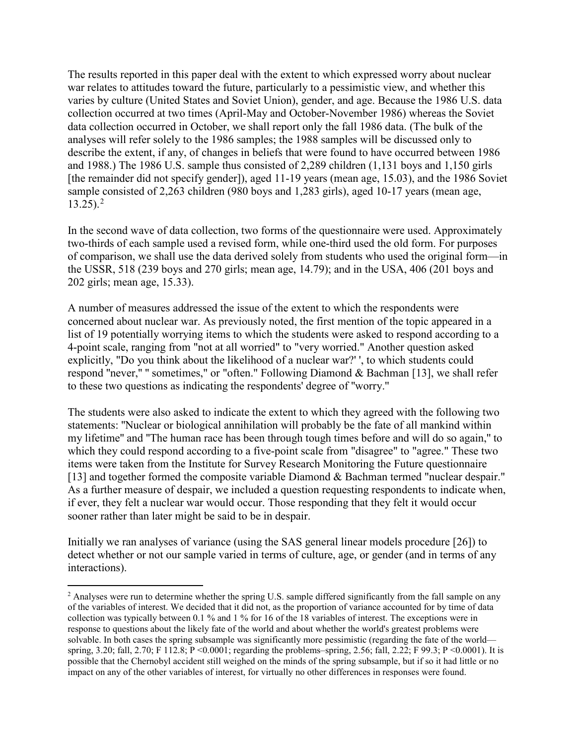The results reported in this paper deal with the extent to which expressed worry about nuclear war relates to attitudes toward the future, particularly to a pessimistic view, and whether this varies by culture (United States and Soviet Union), gender, and age. Because the 1986 U.S. data collection occurred at two times (April-May and October-November 1986) whereas the Soviet data collection occurred in October, we shall report only the fall 1986 data. (The bulk of the analyses will refer solely to the 1986 samples; the 1988 samples will be discussed only to describe the extent, if any, of changes in beliefs that were found to have occurred between 1986 and 1988.) The 1986 U.S. sample thus consisted of 2,289 children (1,131 boys and 1,150 girls [the remainder did not specify gender]), aged 11-19 years (mean age, 15.03), and the 1986 Soviet sample consisted of 2,263 children (980 boys and 1,283 girls), aged 10-17 years (mean age, 13.25).[2]

In the second wave of data collection, two forms of the questionnaire were used. Approximately two-thirds of each sample used a revised form, while one-third used the old form. For purposes of comparison, we shall use the data derived solely from students who used the original form—in the USSR, 518 (239 boys and 270 girls; mean age, 14.79); and in the USA, 406 (201 boys and 202 girls; mean age, 15.33).

A number of measures addressed the issue of the extent to which the respondents were concerned about nuclear war. As previously noted, the first mention of the topic appeared in a list of 19 potentially worrying items to which the students were asked to respond according to a 4-point scale, ranging from "not at all worried" to "very worried." Another question asked explicitly, "Do you think about the likelihood of a nuclear war?' ', to which students could respond "never," " sometimes," or "often." Following Diamond & Bachman [13], we shall refer to these two questions as indicating the respondents' degree of "worry."

The students were also asked to indicate the extent to which they agreed with the following two statements: "Nuclear or biological annihilation will probably be the fate of all mankind within my lifetime" and "The human race has been through tough times before and will do so again," to which they could respond according to a five-point scale from "disagree" to "agree." These two items were taken from the Institute for Survey Research Monitoring the Future questionnaire [13] and together formed the composite variable Diamond & Bachman termed "nuclear despair." As a further measure of despair, we included a question requesting respondents to indicate when, if ever, they felt a nuclear war would occur. Those responding that they felt it would occur sooner rather than later might be said to be in despair.

Initially we ran analyses of variance (using the SAS general linear models procedure [26]) to detect whether or not our sample varied in terms of culture, age, or gender (and in terms of any interactions).

---

[2] Analyses were run to determine whether the spring U.S. sample differed significantly from the fall sample on any of the variables of interest. We decided that it did not, as the proportion of variance accounted for by time of data collection was typically between 0.1 % and 1 % for 16 of the 18 variables of interest. The exceptions were in response to questions about the likely fate of the world and about whether the world's greatest problems were solvable. In both cases the spring subsample was significantly more pessimistic (regarding the fate of the world—spring, 3.20; fall, 2.70; F 112.8; $P < 0.0001$; regarding the problems–spring, 2.56; fall, 2.22; F 99.3; $P < 0.0001$). It is possible that the Chernobyl accident still weighed on the minds of the spring subsample, but if so it had little or no impact on any of the other variables of interest, for virtually no other differences in responses were found.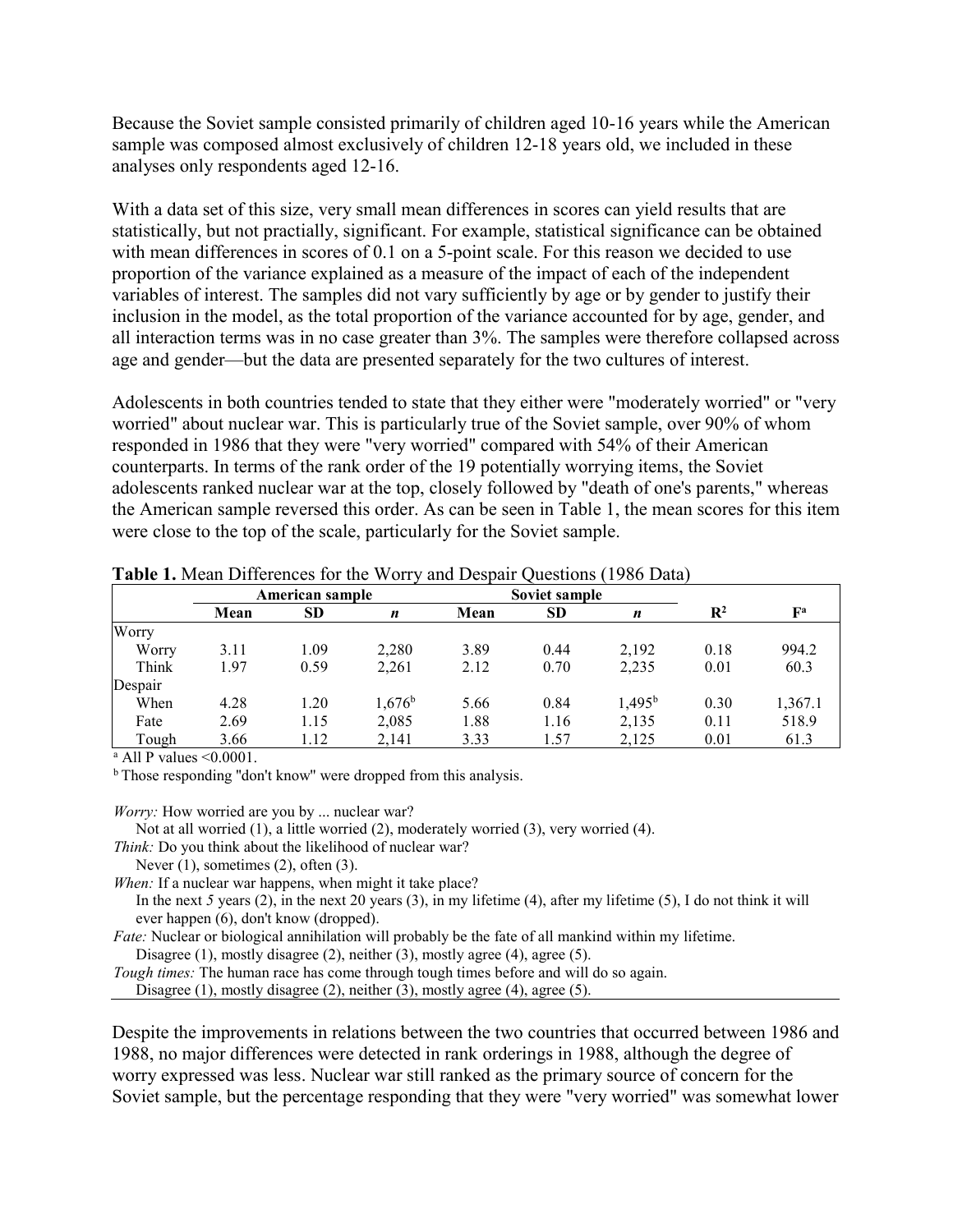Because the Soviet sample consisted primarily of children aged 10-16 years while the American sample was composed almost exclusively of children 12-18 years old, we included in these analyses only respondents aged 12-16.

With a data set of this size, very small mean differences in scores can yield results that are statistically, but not practially, significant. For example, statistical significance can be obtained with mean differences in scores of 0.1 on a 5-point scale. For this reason we decided to use proportion of the variance explained as a measure of the impact of each of the independent variables of interest. The samples did not vary sufficiently by age or by gender to justify their inclusion in the model, as the total proportion of the variance accounted for by age, gender, and all interaction terms was in no case greater than 3%. The samples were therefore collapsed across age and gender—but the data are presented separately for the two cultures of interest.

Adolescents in both countries tended to state that they either were "moderately worried" or "very worried" about nuclear war. This is particularly true of the Soviet sample, over 90% of whom responded in 1986 that they were "very worried" compared with 54% of their American counterparts. In terms of the rank order of the 19 potentially worrying items, the Soviet adolescents ranked nuclear war at the top, closely followed by "death of one's parents," whereas the American sample reversed this order. As can be seen in Table 1, the mean scores for this item were close to the top of the scale, particularly for the Soviet sample.

**Table 1.** Mean Differences for the Worry and Despair Questions (1986 Data)

| | American sample | | | Soviet sample | | | | |
|---|---|---|---|---|---|---|---|---|
| | **Mean** | **SD** | ***n*** | **Mean** | **SD** | ***n*** | $R^2$ | $F$[a] |
| Worry | | | | | | | | |
| Worry | 3.11 | 1.09 | 2,280 | 3.89 | 0.44 | 2,192 | 0.18 | 994.2 |
| Think | 1.97 | 0.59 | 2,261 | 2.12 | 0.70 | 2,235 | 0.01 | 60.3 |
| Despair | | | | | | | | |
| When | 4.28 | 1.20 | 1,676[b] | 5.66 | 0.84 | 1,495[b] | 0.30 | 1,367.1 |
| Fate | 2.69 | 1.15 | 2,085 | 1.88 | 1.16 | 2,135 | 0.11 | 518.9 |
| Tough | 3.66 | 1.12 | 2,141 | 3.33 | 1.57 | 2,125 | 0.01 | 61.3 |

[a] All P values <0.0001.

[b] Those responding "don't know" were dropped from this analysis.

*Worry:* How worried are you by ... nuclear war?
Not at all worried (1), a little worried (2), moderately worried (3), very worried (4).

*Think:* Do you think about the likelihood of nuclear war?
Never (1), sometimes (2), often (3).

*When:* If a nuclear war happens, when might it take place?
In the next 5 years (2), in the next 20 years (3), in my lifetime (4), after my lifetime (5), I do not think it will ever happen (6), don't know (dropped).

*Fate:* Nuclear or biological annihilation will probably be the fate of all mankind within my lifetime.
Disagree (1), mostly disagree (2), neither (3), mostly agree (4), agree (5).

*Tough times:* The human race has come through tough times before and will do so again.
Disagree (1), mostly disagree (2), neither (3), mostly agree (4), agree (5).

Despite the improvements in relations between the two countries that occurred between 1986 and 1988, no major differences were detected in rank orderings in 1988, although the degree of worry expressed was less. Nuclear war still ranked as the primary source of concern for the Soviet sample, but the percentage responding that they were "very worried" was somewhat lower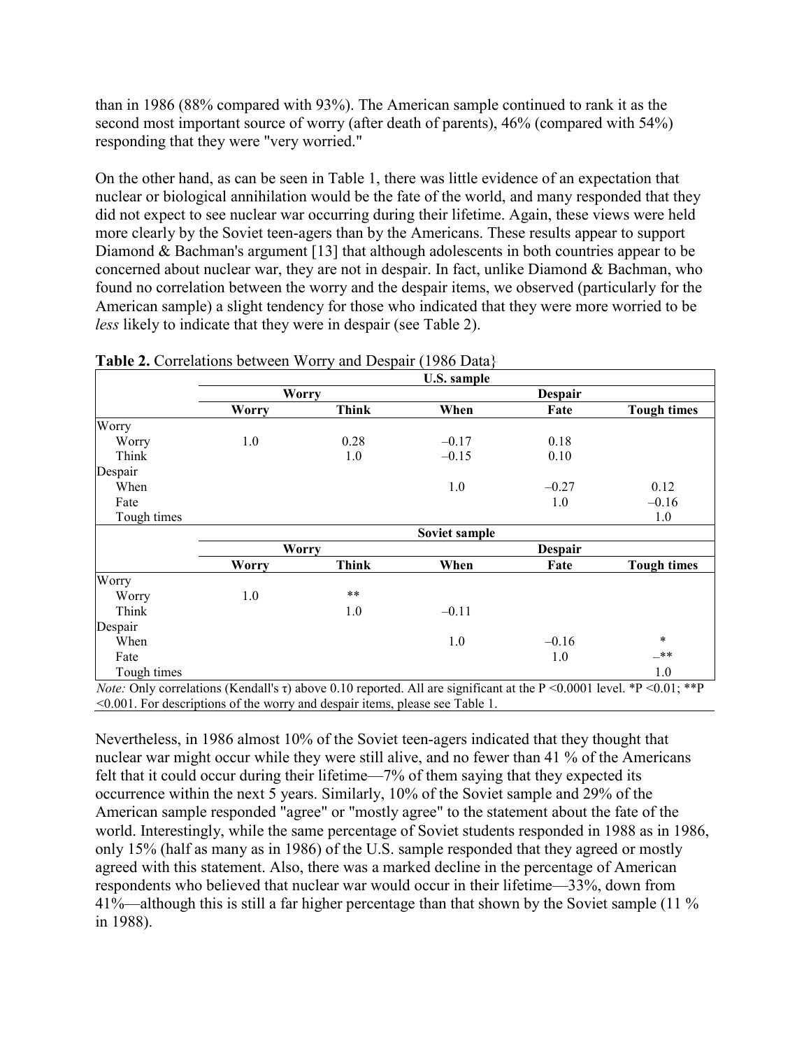than in 1986 (88% compared with 93%). The American sample continued to rank it as the second most important source of worry (after death of parents), 46% (compared with 54%) responding that they were "very worried."

On the other hand, as can be seen in Table 1, there was little evidence of an expectation that nuclear or biological annihilation would be the fate of the world, and many responded that they did not expect to see nuclear war occurring during their lifetime. Again, these views were held more clearly by the Soviet teen-agers than by the Americans. These results appear to support Diamond & Bachman's argument [13] that although adolescents in both countries appear to be concerned about nuclear war, they are not in despair. In fact, unlike Diamond & Bachman, who found no correlation between the worry and the despair items, we observed (particularly for the American sample) a slight tendency for those who indicated that they were more worried to be *less* likely to indicate that they were in despair (see Table 2).

**Table 2.** Correlations between Worry and Despair (1986 Data}

| | U.S. sample | | | | |
|---|---|---|---|---|---|
| | Worry | | Despair | | |
| | Worry | Think | When | Fate | Tough times |
| Worry | | | | | |
| Worry | 1.0 | 0.28 | –0.17 | 0.18 | |
| Think | | 1.0 | –0.15 | 0.10 | |
| Despair | | | | | |
| When | | | 1.0 | –0.27 | 0.12 |
| Fate | | | | 1.0 | –0.16 |
| Tough times | | | | | 1.0 |
| | **Soviet sample** | | | | |
| | Worry | | Despair | | |
| | Worry | Think | When | Fate | Tough times |
| Worry | | | | | |
| Worry | 1.0 | ** | | | |
| Think | | 1.0 | –0.11 | | |
| Despair | | | | | |
| When | | | 1.0 | –0.16 | * |
| Fate | | | | 1.0 | –** |
| Tough times | | | | | 1.0 |

*Note:* Only correlations (Kendall's τ) above 0.10 reported. All are significant at the P <0.0001 level. *P <0.01; **P <0.001. For descriptions of the worry and despair items, please see Table 1.

Nevertheless, in 1986 almost 10% of the Soviet teen-agers indicated that they thought that nuclear war might occur while they were still alive, and no fewer than 41 % of the Americans felt that it could occur during their lifetime—7% of them saying that they expected its occurrence within the next 5 years. Similarly, 10% of the Soviet sample and 29% of the American sample responded "agree" or "mostly agree" to the statement about the fate of the world. Interestingly, while the same percentage of Soviet students responded in 1988 as in 1986, only 15% (half as many as in 1986) of the U.S. sample responded that they agreed or mostly agreed with this statement. Also, there was a marked decline in the percentage of American respondents who believed that nuclear war would occur in their lifetime—33%, down from 41%—although this is still a far higher percentage than that shown by the Soviet sample (11 % in 1988).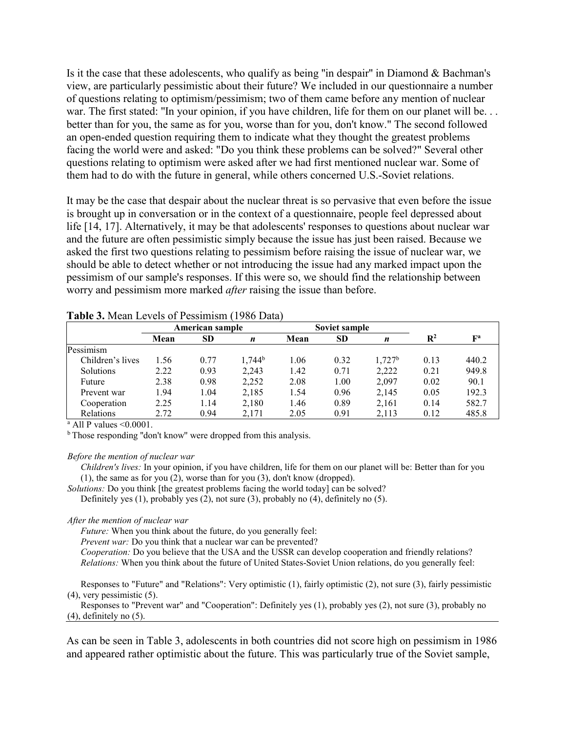Is it the case that these adolescents, who qualify as being "in despair" in Diamond & Bachman's view, are particularly pessimistic about their future? We included in our questionnaire a number of questions relating to optimism/pessimism; two of them came before any mention of nuclear war. The first stated: "In your opinion, if you have children, life for them on our planet will be. . . better than for you, the same as for you, worse than for you, don't know." The second followed an open-ended question requiring them to indicate what they thought the greatest problems facing the world were and asked: "Do you think these problems can be solved?" Several other questions relating to optimism were asked after we had first mentioned nuclear war. Some of them had to do with the future in general, while others concerned U.S.-Soviet relations.

It may be the case that despair about the nuclear threat is so pervasive that even before the issue is brought up in conversation or in the context of a questionnaire, people feel depressed about life [14, 17]. Alternatively, it may be that adolescents' responses to questions about nuclear war and the future are often pessimistic simply because the issue has just been raised. Because we asked the first two questions relating to pessimism before raising the issue of nuclear war, we should be able to detect whether or not introducing the issue had any marked impact upon the pessimism of our sample's responses. If this were so, we should find the relationship between worry and pessimism more marked *after* raising the issue than before.

**Table 3.** Mean Levels of Pessimism (1986 Data)

| | American sample | | | Soviet sample | | | | |
|---|---|---|---|---|---|---|---|---|
| | **Mean** | **SD** | ***n*** | **Mean** | **SD** | ***n*** | $R^2$ | F[a] |
| Pessimism | | | | | | | | |
| Children's lives | 1.56 | 0.77 | 1,744[b] | 1.06 | 0.32 | 1,727[b] | 0.13 | 440.2 |
| Solutions | 2.22 | 0.93 | 2,243 | 1.42 | 0.71 | 2,222 | 0.21 | 949.8 |
| Future | 2.38 | 0.98 | 2,252 | 2.08 | 1.00 | 2,097 | 0.02 | 90.1 |
| Prevent war | 1.94 | 1.04 | 2,185 | 1.54 | 0.96 | 2,145 | 0.05 | 192.3 |
| Cooperation | 2.25 | 1.14 | 2,180 | 1.46 | 0.89 | 2,161 | 0.14 | 582.7 |
| Relations | 2.72 | 0.94 | 2,171 | 2.05 | 0.91 | 2,113 | 0.12 | 485.8 |

[a] All P values <0.0001.

[b] Those responding "don't know" were dropped from this analysis.

*Before the mention of nuclear war*

*Children's lives:* In your opinion, if you have children, life for them on our planet will be: Better than for you (1), the same as for you (2), worse than for you (3), don't know (dropped).

*Solutions:* Do you think [the greatest problems facing the world today] can be solved?
Definitely yes (1), probably yes (2), not sure (3), probably no (4), definitely no (5).

*After the mention of nuclear war*

*Future:* When you think about the future, do you generally feel:

*Prevent war:* Do you think that a nuclear war can be prevented?

*Cooperation:* Do you believe that the USA and the USSR can develop cooperation and friendly relations?

*Relations:* When you think about the future of United States-Soviet Union relations, do you generally feel:

Responses to "Future" and "Relations": Very optimistic (1), fairly optimistic (2), not sure (3), fairly pessimistic (4), very pessimistic (5).

Responses to "Prevent war" and "Cooperation": Definitely yes (1), probably yes (2), not sure (3), probably no (4), definitely no (5).

As can be seen in Table 3, adolescents in both countries did not score high on pessimism in 1986 and appeared rather optimistic about the future. This was particularly true of the Soviet sample,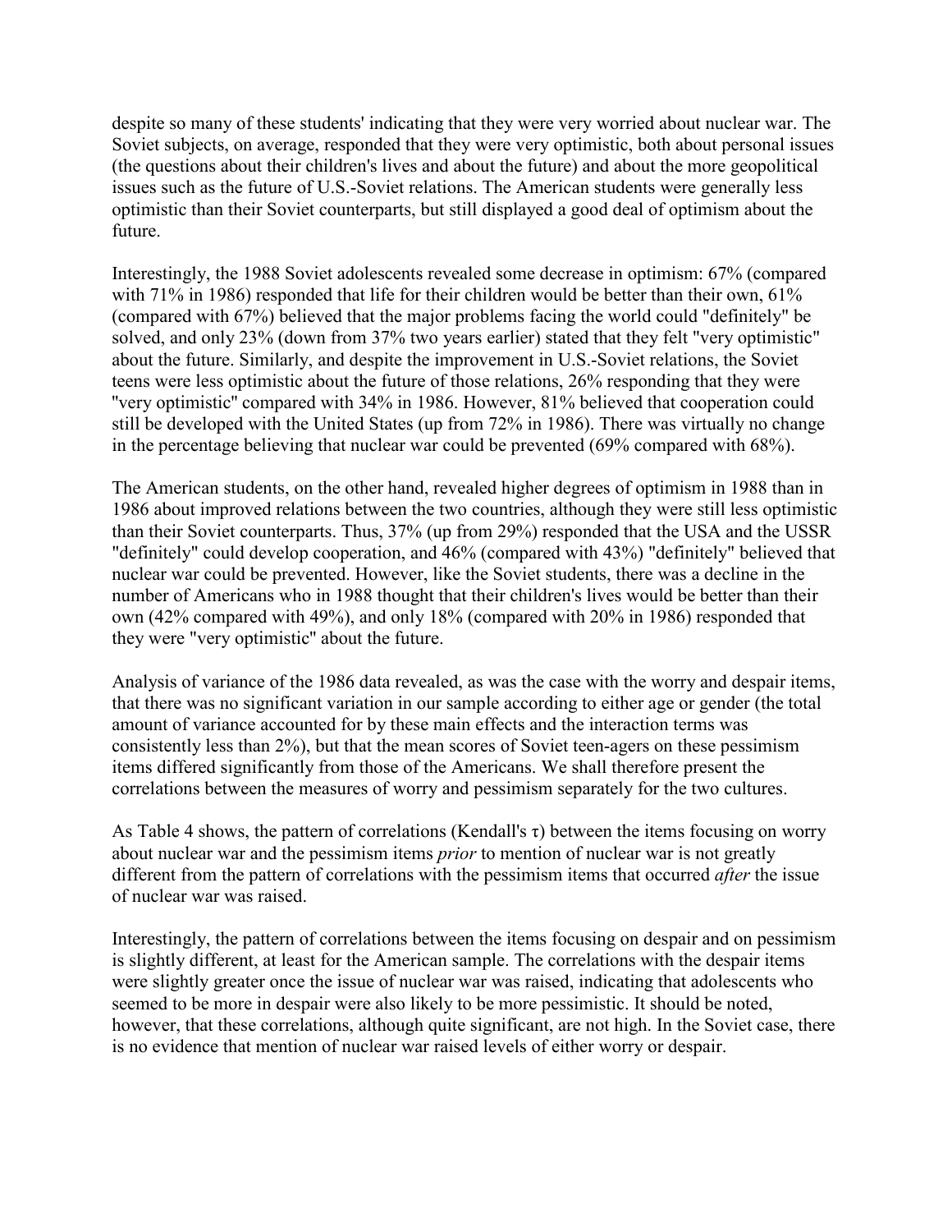despite so many of these students' indicating that they were very worried about nuclear war. The Soviet subjects, on average, responded that they were very optimistic, both about personal issues (the questions about their children's lives and about the future) and about the more geopolitical issues such as the future of U.S.-Soviet relations. The American students were generally less optimistic than their Soviet counterparts, but still displayed a good deal of optimism about the future.

Interestingly, the 1988 Soviet adolescents revealed some decrease in optimism: 67% (compared with 71% in 1986) responded that life for their children would be better than their own, 61% (compared with 67%) believed that the major problems facing the world could "definitely" be solved, and only 23% (down from 37% two years earlier) stated that they felt "very optimistic" about the future. Similarly, and despite the improvement in U.S.-Soviet relations, the Soviet teens were less optimistic about the future of those relations, 26% responding that they were "very optimistic" compared with 34% in 1986. However, 81% believed that cooperation could still be developed with the United States (up from 72% in 1986). There was virtually no change in the percentage believing that nuclear war could be prevented (69% compared with 68%).

The American students, on the other hand, revealed higher degrees of optimism in 1988 than in 1986 about improved relations between the two countries, although they were still less optimistic than their Soviet counterparts. Thus, 37% (up from 29%) responded that the USA and the USSR "definitely" could develop cooperation, and 46% (compared with 43%) "definitely" believed that nuclear war could be prevented. However, like the Soviet students, there was a decline in the number of Americans who in 1988 thought that their children's lives would be better than their own (42% compared with 49%), and only 18% (compared with 20% in 1986) responded that they were "very optimistic" about the future.

Analysis of variance of the 1986 data revealed, as was the case with the worry and despair items, that there was no significant variation in our sample according to either age or gender (the total amount of variance accounted for by these main effects and the interaction terms was consistently less than 2%), but that the mean scores of Soviet teen-agers on these pessimism items differed significantly from those of the Americans. We shall therefore present the correlations between the measures of worry and pessimism separately for the two cultures.

As Table 4 shows, the pattern of correlations (Kendall's $\tau$) between the items focusing on worry about nuclear war and the pessimism items *prior* to mention of nuclear war is not greatly different from the pattern of correlations with the pessimism items that occurred *after* the issue of nuclear war was raised.

Interestingly, the pattern of correlations between the items focusing on despair and on pessimism is slightly different, at least for the American sample. The correlations with the despair items were slightly greater once the issue of nuclear war was raised, indicating that adolescents who seemed to be more in despair were also likely to be more pessimistic. It should be noted, however, that these correlations, although quite significant, are not high. In the Soviet case, there is no evidence that mention of nuclear war raised levels of either worry or despair.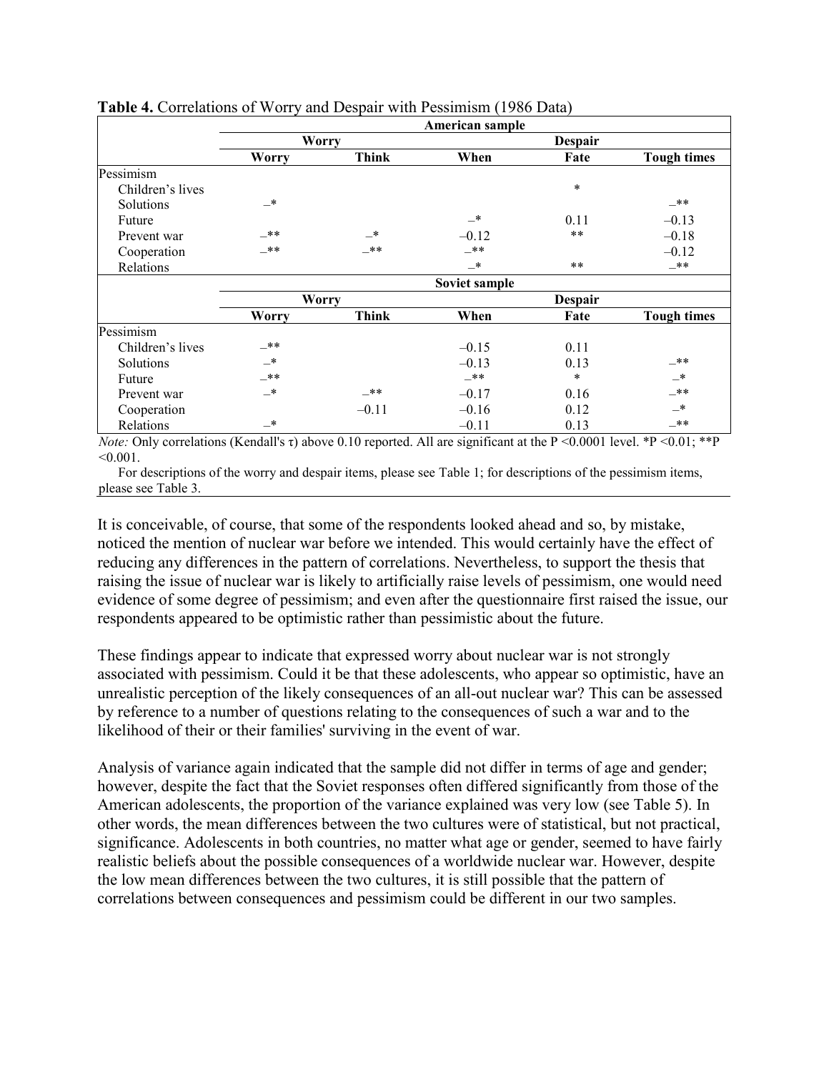**Table 4.** Correlations of Worry and Despair with Pessimism (1986 Data)

| | American sample | | | | |
|---|---|---|---|---|---|
| | Worry | | Despair | | |
| | Worry | Think | When | Fate | Tough times |
| Pessimism | | | | | |
| Children's lives | | | | * | |
| Solutions | –* | | | | –** |
| Future | | | –* | 0.11 | –0.13 |
| Prevent war | –** | –* | –0.12 | ** | –0.18 |
| Cooperation | –** | –** | –** | | –0.12 |
| Relations | | | –* | ** | –** |
| | **Soviet sample** | | | | |
| | Worry | | Despair | | |
| | Worry | Think | When | Fate | Tough times |
| Pessimism | | | | | |
| Children's lives | –** | | –0.15 | 0.11 | |
| Solutions | –* | | –0.13 | 0.13 | –** |
| Future | –** | | –** | * | –* |
| Prevent war | –* | –** | –0.17 | 0.16 | –** |
| Cooperation | | –0.11 | –0.16 | 0.12 | –* |
| Relations | –* | | –0.11 | 0.13 | –** |

*Note:* Only correlations (Kendall's τ) above 0.10 reported. All are significant at the P <0.0001 level. *P <0.01; **P <0.001.

For descriptions of the worry and despair items, please see Table 1; for descriptions of the pessimism items, please see Table 3.

It is conceivable, of course, that some of the respondents looked ahead and so, by mistake, noticed the mention of nuclear war before we intended. This would certainly have the effect of reducing any differences in the pattern of correlations. Nevertheless, to support the thesis that raising the issue of nuclear war is likely to artificially raise levels of pessimism, one would need evidence of some degree of pessimism; and even after the questionnaire first raised the issue, our respondents appeared to be optimistic rather than pessimistic about the future.

These findings appear to indicate that expressed worry about nuclear war is not strongly associated with pessimism. Could it be that these adolescents, who appear so optimistic, have an unrealistic perception of the likely consequences of an all-out nuclear war? This can be assessed by reference to a number of questions relating to the consequences of such a war and to the likelihood of their or their families' surviving in the event of war.

Analysis of variance again indicated that the sample did not differ in terms of age and gender; however, despite the fact that the Soviet responses often differed significantly from those of the American adolescents, the proportion of the variance explained was very low (see Table 5). In other words, the mean differences between the two cultures were of statistical, but not practical, significance. Adolescents in both countries, no matter what age or gender, seemed to have fairly realistic beliefs about the possible consequences of a worldwide nuclear war. However, despite the low mean differences between the two cultures, it is still possible that the pattern of correlations between consequences and pessimism could be different in our two samples.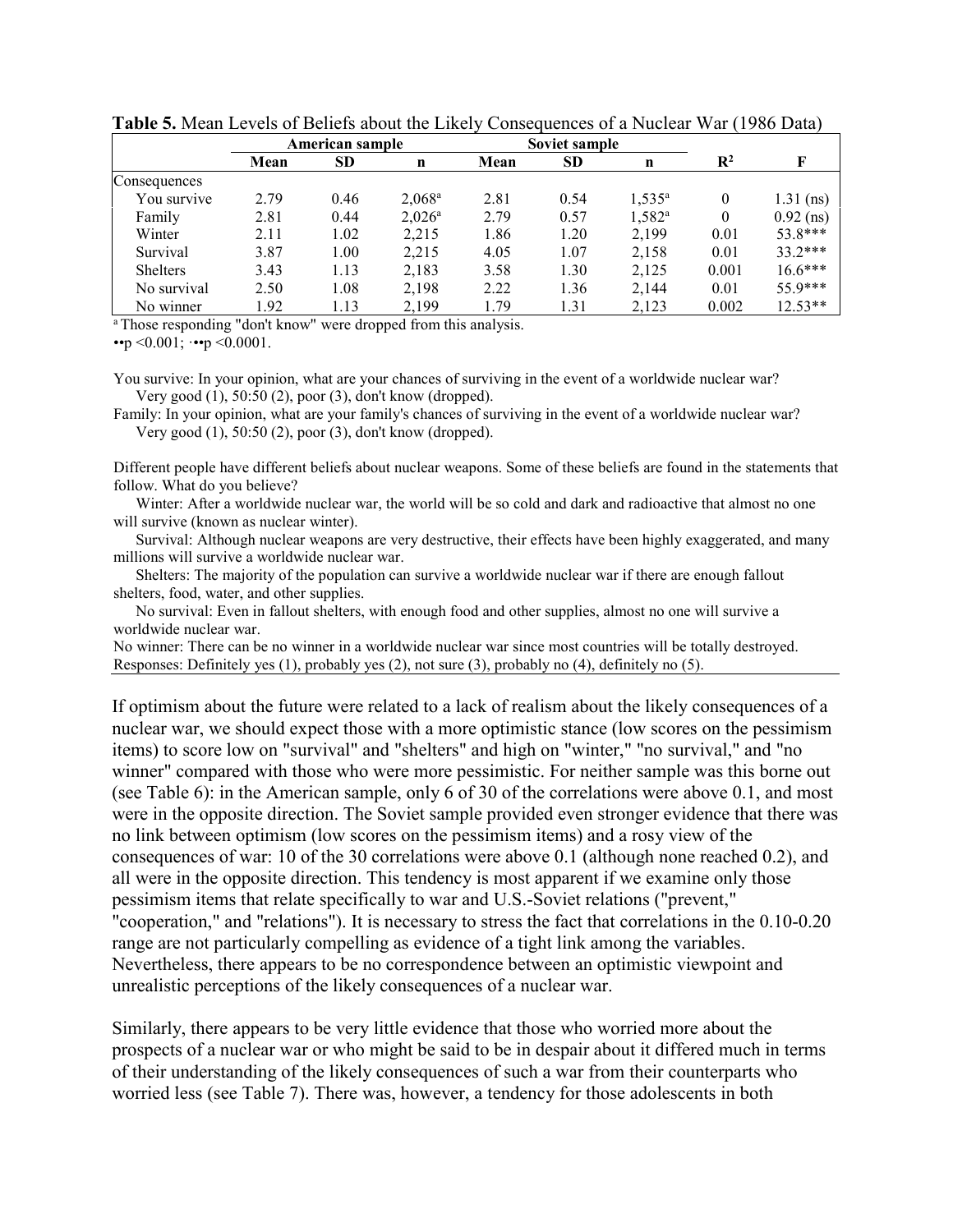**Table 5.** Mean Levels of Beliefs about the Likely Consequences of a Nuclear War (1986 Data)

| | American sample | | | Soviet sample | | | | |
|---|---|---|---|---|---|---|---|---|
| | Mean | SD | n | Mean | SD | n | $R^2$ | F |
| Consequences | | | | | | | | |
| You survive | 2.79 | 0.46 | 2,068[a] | 2.81 | 0.54 | 1,535[a] | 0 | 1.31 (ns) |
| Family | 2.81 | 0.44 | 2,026[a] | 2.79 | 0.57 | 1,582[a] | 0 | 0.92 (ns) |
| Winter | 2.11 | 1.02 | 2,215 | 1.86 | 1.20 | 2,199 | 0.01 | 53.8*** |
| Survival | 3.87 | 1.00 | 2,215 | 4.05 | 1.07 | 2,158 | 0.01 | 33.2*** |
| Shelters | 3.43 | 1.13 | 2,183 | 3.58 | 1.30 | 2,125 | 0.001 | 16.6*** |
| No survival | 2.50 | 1.08 | 2,198 | 2.22 | 1.36 | 2,144 | 0.01 | 55.9*** |
| No winner | 1.92 | 1.13 | 2,199 | 1.79 | 1.31 | 2,123 | 0.002 | 12.53** |

[a] Those responding "don't know" were dropped from this analysis.

••$p < 0.001$; •••$p < 0.0001$.

You survive: In your opinion, what are your chances of surviving in the event of a worldwide nuclear war? Very good (1), 50:50 (2), poor (3), don't know (dropped).

Family: In your opinion, what are your family's chances of surviving in the event of a worldwide nuclear war? Very good (1), 50:50 (2), poor (3), don't know (dropped).

Different people have different beliefs about nuclear weapons. Some of these beliefs are found in the statements that follow. What do you believe?

Winter: After a worldwide nuclear war, the world will be so cold and dark and radioactive that almost no one will survive (known as nuclear winter).

Survival: Although nuclear weapons are very destructive, their effects have been highly exaggerated, and many millions will survive a worldwide nuclear war.

Shelters: The majority of the population can survive a worldwide nuclear war if there are enough fallout shelters, food, water, and other supplies.

No survival: Even in fallout shelters, with enough food and other supplies, almost no one will survive a worldwide nuclear war.

No winner: There can be no winner in a worldwide nuclear war since most countries will be totally destroyed.

Responses: Definitely yes (1), probably yes (2), not sure (3), probably no (4), definitely no (5).

If optimism about the future were related to a lack of realism about the likely consequences of a nuclear war, we should expect those with a more optimistic stance (low scores on the pessimism items) to score low on "survival" and "shelters" and high on "winter," "no survival," and "no winner" compared with those who were more pessimistic. For neither sample was this borne out (see Table 6): in the American sample, only 6 of 30 of the correlations were above 0.1, and most were in the opposite direction. The Soviet sample provided even stronger evidence that there was no link between optimism (low scores on the pessimism items) and a rosy view of the consequences of war: 10 of the 30 correlations were above 0.1 (although none reached 0.2), and all were in the opposite direction. This tendency is most apparent if we examine only those pessimism items that relate specifically to war and U.S.-Soviet relations ("prevent," "cooperation," and "relations"). It is necessary to stress the fact that correlations in the 0.10-0.20 range are not particularly compelling as evidence of a tight link among the variables. Nevertheless, there appears to be no correspondence between an optimistic viewpoint and unrealistic perceptions of the likely consequences of a nuclear war.

Similarly, there appears to be very little evidence that those who worried more about the prospects of a nuclear war or who might be said to be in despair about it differed much in terms of their understanding of the likely consequences of such a war from their counterparts who worried less (see Table 7). There was, however, a tendency for those adolescents in both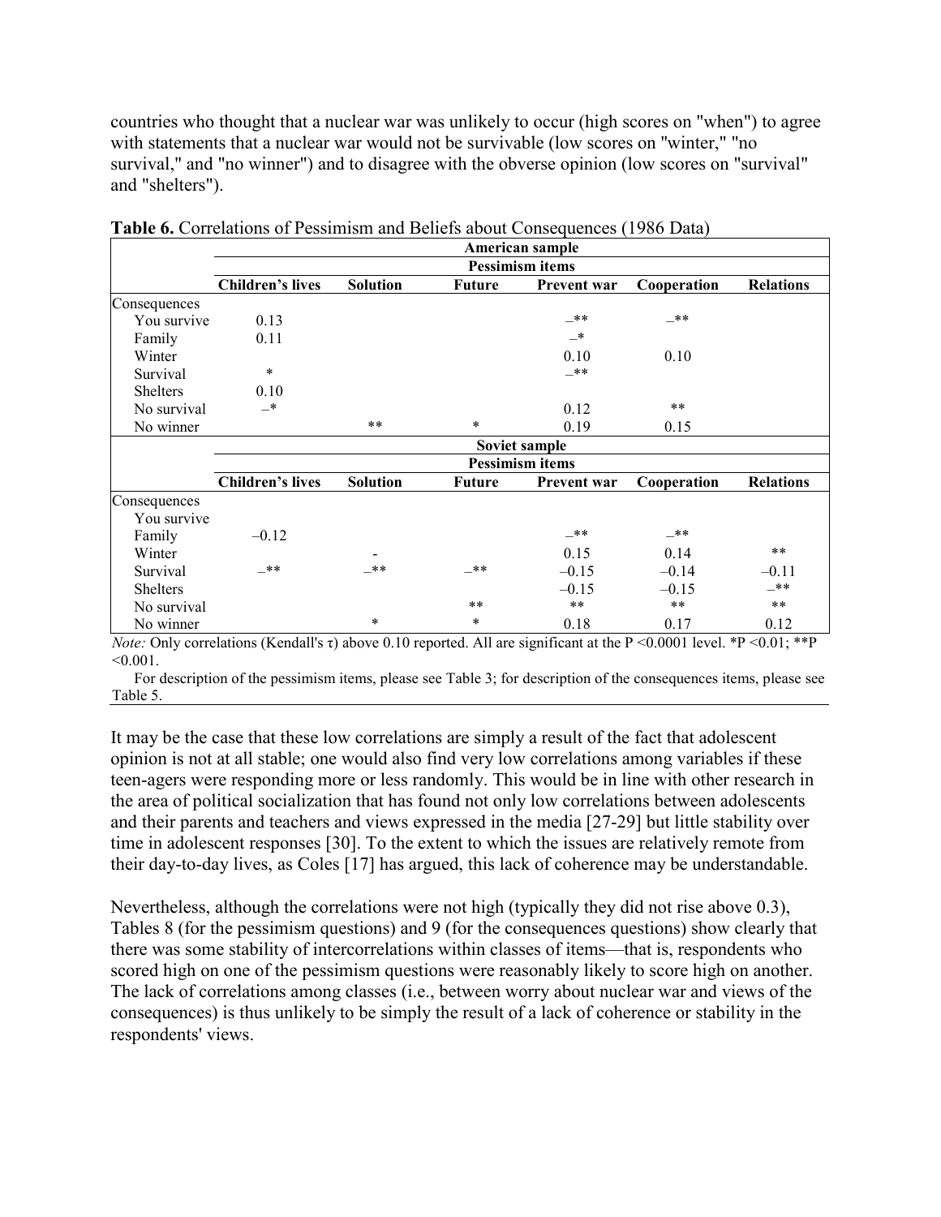countries who thought that a nuclear war was unlikely to occur (high scores on "when") to agree with statements that a nuclear war would not be survivable (low scores on "winter," "no survival," and "no winner") and to disagree with the obverse opinion (low scores on "survival" and "shelters").

**Table 6.** Correlations of Pessimism and Beliefs about Consequences (1986 Data)

| | American sample | | | | | |
|---|---|---|---|---|---|---|
| | Pessimism items | | | | | |
| | **Children's lives** | **Solution** | **Future** | **Prevent war** | **Cooperation** | **Relations** |
| Consequences | | | | | | |
| You survive | 0.13 | | | _** | _** | |
| Family | 0.11 | | | _* | | |
| Winter | | | | 0.10 | 0.10 | |
| Survival | * | | | _** | | |
| Shelters | 0.10 | | | | | |
| No survival | _* | | | 0.12 | ** | |
| No winner | | ** | * | 0.19 | 0.15 | |
| | **Soviet sample** | | | | | |
| | **Pessimism items** | | | | | |
| | **Children's lives** | **Solution** | **Future** | **Prevent war** | **Cooperation** | **Relations** |
| Consequences | | | | | | |
| You survive | | | | | | |
| Family | –0.12 | | | _** | _** | |
| Winter | | - | | 0.15 | 0.14 | ** |
| Survival | _** | _** | _** | –0.15 | –0.14 | –0.11 |
| Shelters | | | | –0.15 | –0.15 | _** |
| No survival | | | ** | ** | ** | ** |
| No winner | | * | * | 0.18 | 0.17 | 0.12 |

*Note:* Only correlations (Kendall's τ) above 0.10 reported. All are significant at the P <0.0001 level. *P <0.01; **P <0.001.

For description of the pessimism items, please see Table 3; for description of the consequences items, please see Table 5.

It may be the case that these low correlations are simply a result of the fact that adolescent opinion is not at all stable; one would also find very low correlations among variables if these teen-agers were responding more or less randomly. This would be in line with other research in the area of political socialization that has found not only low correlations between adolescents and their parents and teachers and views expressed in the media [27-29] but little stability over time in adolescent responses [30]. To the extent to which the issues are relatively remote from their day-to-day lives, as Coles [17] has argued, this lack of coherence may be understandable.

Nevertheless, although the correlations were not high (typically they did not rise above 0.3), Tables 8 (for the pessimism questions) and 9 (for the consequences questions) show clearly that there was some stability of intercorrelations within classes of items—that is, respondents who scored high on one of the pessimism questions were reasonably likely to score high on another. The lack of correlations among classes (i.e., between worry about nuclear war and views of the consequences) is thus unlikely to be simply the result of a lack of coherence or stability in the respondents' views.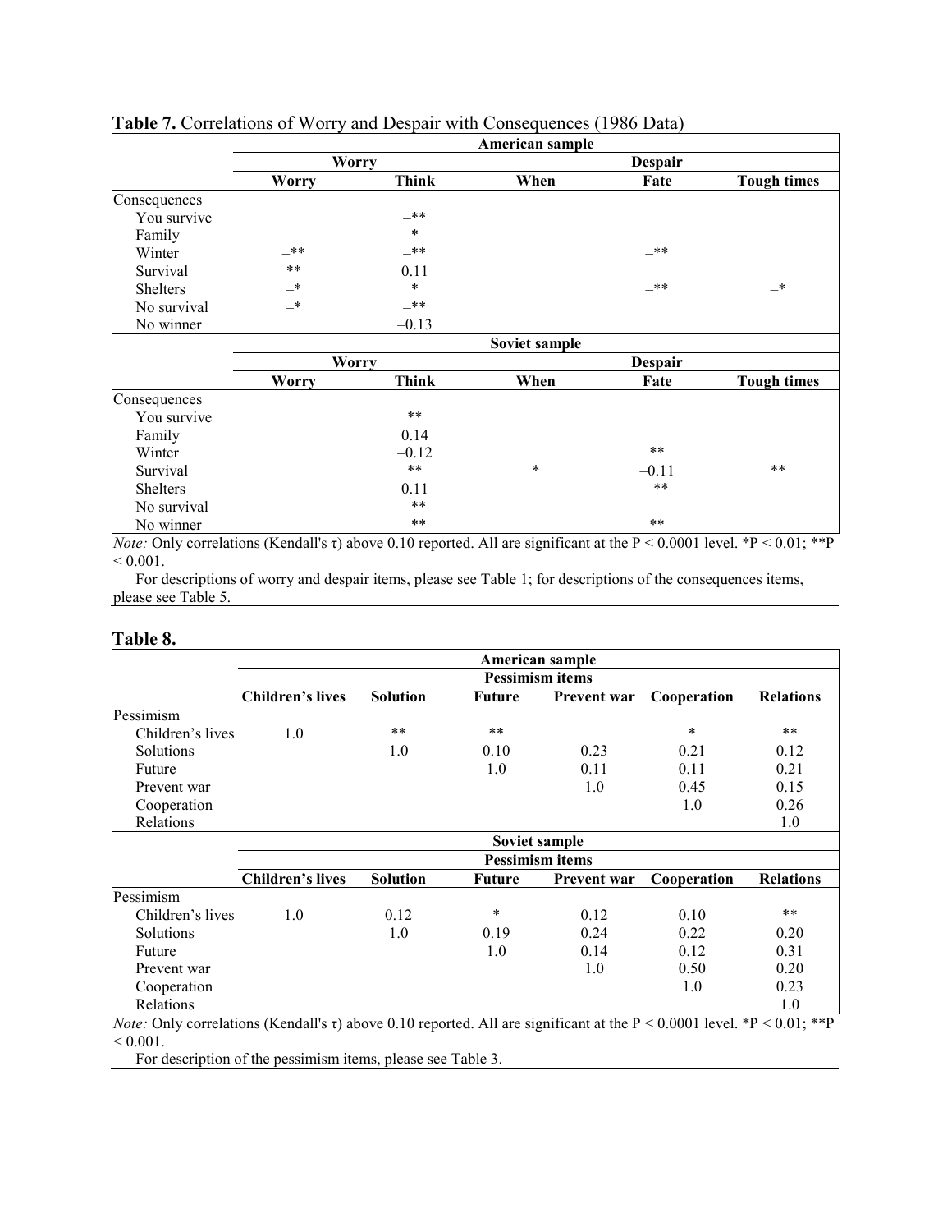**Table 7.** Correlations of Worry and Despair with Consequences (1986 Data)

| | American sample | | | | |
|---|---|---|---|---|---|
| | Worry | | Despair | | |
| | Worry | Think | When | Fate | Tough times |
| Consequences | | | | | |
| You survive | | _** | | | |
| Family | | * | | | |
| Winter | _** | _** | | _** | |
| Survival | ** | 0.11 | | | |
| Shelters | _* | * | | _** | _* |
| No survival | _* | _** | | | |
| No winner | | –0.13 | | | |
| | **Soviet sample** | | | | |
| | **Worry** | | **Despair** | | |
| | **Worry** | **Think** | **When** | **Fate** | **Tough times** |
| Consequences | | | | | |
| You survive | | ** | | | |
| Family | | 0.14 | | | |
| Winter | | –0.12 | | ** | |
| Survival | | ** | * | –0.11 | ** |
| Shelters | | 0.11 | | _** | |
| No survival | | _** | | | |
| No winner | | _** | | ** | |

*Note:* Only correlations (Kendall's τ) above 0.10 reported. All are significant at the $P < 0.0001$ level. *$P < 0.01$; **$P < 0.001$.

For descriptions of worry and despair items, please see Table 1; for descriptions of the consequences items, please see Table 5.

**Table 8.**

| | American sample | | | | | |
|---|---|---|---|---|---|---|
| | Pessimism items | | | | | |
| | Children's lives | Solution | Future | Prevent war | Cooperation | Relations |
| Pessimism | | | | | | |
| Children's lives | 1.0 | ** | ** | | * | ** |
| Solutions | | 1.0 | 0.10 | 0.23 | 0.21 | 0.12 |
| Future | | | 1.0 | 0.11 | 0.11 | 0.21 |
| Prevent war | | | | 1.0 | 0.45 | 0.15 |
| Cooperation | | | | | 1.0 | 0.26 |
| Relations | | | | | | 1.0 |
| | **Soviet sample** | | | | | |
| | **Pessimism items** | | | | | |
| | **Children's lives** | **Solution** | **Future** | **Prevent war** | **Cooperation** | **Relations** |
| Pessimism | | | | | | |
| Children's lives | 1.0 | 0.12 | * | 0.12 | 0.10 | ** |
| Solutions | | 1.0 | 0.19 | 0.24 | 0.22 | 0.20 |
| Future | | | 1.0 | 0.14 | 0.12 | 0.31 |
| Prevent war | | | | 1.0 | 0.50 | 0.20 |
| Cooperation | | | | | 1.0 | 0.23 |
| Relations | | | | | | 1.0 |

*Note:* Only correlations (Kendall's τ) above 0.10 reported. All are significant at the $P < 0.0001$ level. *$P < 0.01$; **$P < 0.001$.

For description of the pessimism items, please see Table 3.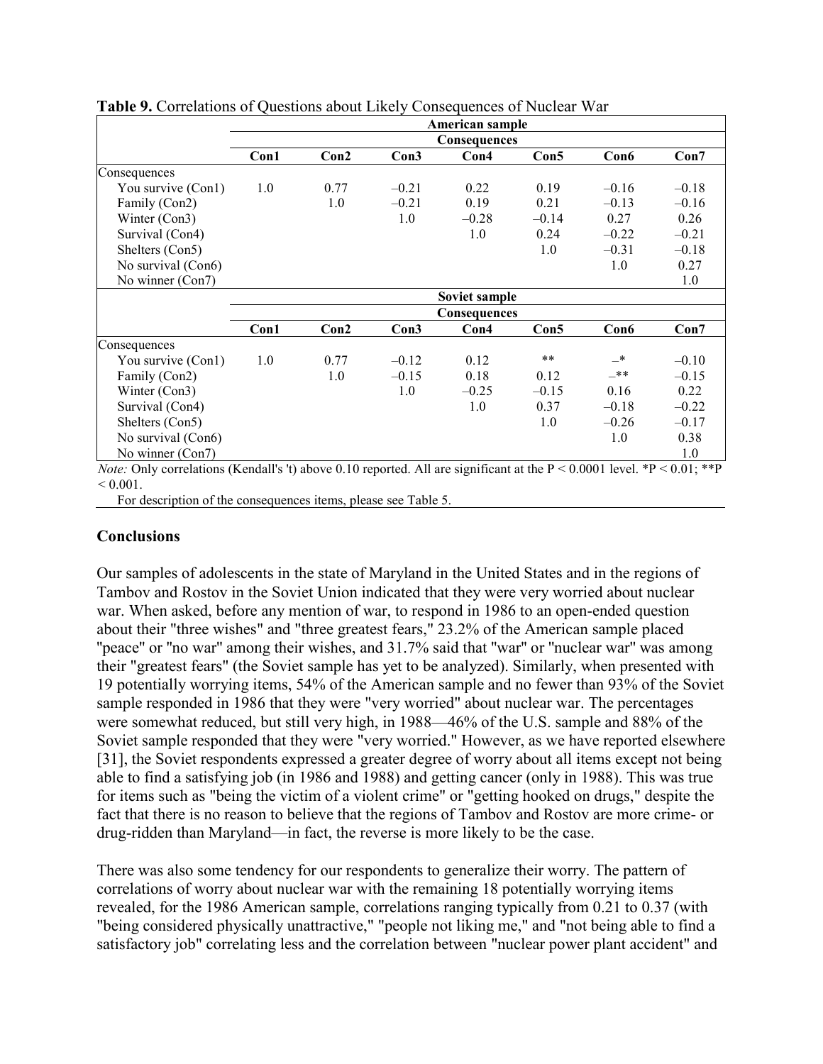**Table 9.** Correlations of Questions about Likely Consequences of Nuclear War

| | American sample | | | | | | |
|---|---|---|---|---|---|---|---|
| | Consequences | | | | | | |
| | **Con1** | **Con2** | **Con3** | **Con4** | **Con5** | **Con6** | **Con7** |
| Consequences | | | | | | | |
| You survive (Con1) | 1.0 | 0.77 | –0.21 | 0.22 | 0.19 | –0.16 | –0.18 |
| Family (Con2) | | 1.0 | –0.21 | 0.19 | 0.21 | –0.13 | –0.16 |
| Winter (Con3) | | | 1.0 | –0.28 | –0.14 | 0.27 | 0.26 |
| Survival (Con4) | | | | 1.0 | 0.24 | –0.22 | –0.21 |
| Shelters (Con5) | | | | | 1.0 | –0.31 | –0.18 |
| No survival (Con6) | | | | | | 1.0 | 0.27 |
| No winner (Con7) | | | | | | | 1.0 |
| | **Soviet sample** | | | | | | |
| | **Consequences** | | | | | | |
| | **Con1** | **Con2** | **Con3** | **Con4** | **Con5** | **Con6** | **Con7** |
| Consequences | | | | | | | |
| You survive (Con1) | 1.0 | 0.77 | –0.12 | 0.12 | ** | –* | –0.10 |
| Family (Con2) | | 1.0 | –0.15 | 0.18 | 0.12 | –** | –0.15 |
| Winter (Con3) | | | 1.0 | –0.25 | –0.15 | 0.16 | 0.22 |
| Survival (Con4) | | | | 1.0 | 0.37 | –0.18 | –0.22 |
| Shelters (Con5) | | | | | 1.0 | –0.26 | –0.17 |
| No survival (Con6) | | | | | | 1.0 | 0.38 |
| No winner (Con7) | | | | | | | 1.0 |

*Note:* Only correlations (Kendall's 't) above 0.10 reported. All are significant at the P < 0.0001 level. *P < 0.01; **P < 0.001.

For description of the consequences items, please see Table 5.

## Conclusions

Our samples of adolescents in the state of Maryland in the United States and in the regions of Tambov and Rostov in the Soviet Union indicated that they were very worried about nuclear war. When asked, before any mention of war, to respond in 1986 to an open-ended question about their "three wishes" and "three greatest fears," 23.2% of the American sample placed "peace" or "no war" among their wishes, and 31.7% said that "war" or "nuclear war" was among their "greatest fears" (the Soviet sample has yet to be analyzed). Similarly, when presented with 19 potentially worrying items, 54% of the American sample and no fewer than 93% of the Soviet sample responded in 1986 that they were "very worried" about nuclear war. The percentages were somewhat reduced, but still very high, in 1988—46% of the U.S. sample and 88% of the Soviet sample responded that they were "very worried." However, as we have reported elsewhere [31], the Soviet respondents expressed a greater degree of worry about all items except not being able to find a satisfying job (in 1986 and 1988) and getting cancer (only in 1988). This was true for items such as "being the victim of a violent crime" or "getting hooked on drugs," despite the fact that there is no reason to believe that the regions of Tambov and Rostov are more crime- or drug-ridden than Maryland—in fact, the reverse is more likely to be the case.

There was also some tendency for our respondents to generalize their worry. The pattern of correlations of worry about nuclear war with the remaining 18 potentially worrying items revealed, for the 1986 American sample, correlations ranging typically from 0.21 to 0.37 (with "being considered physically unattractive," "people not liking me," and "not being able to find a satisfactory job" correlating less and the correlation between "nuclear power plant accident" and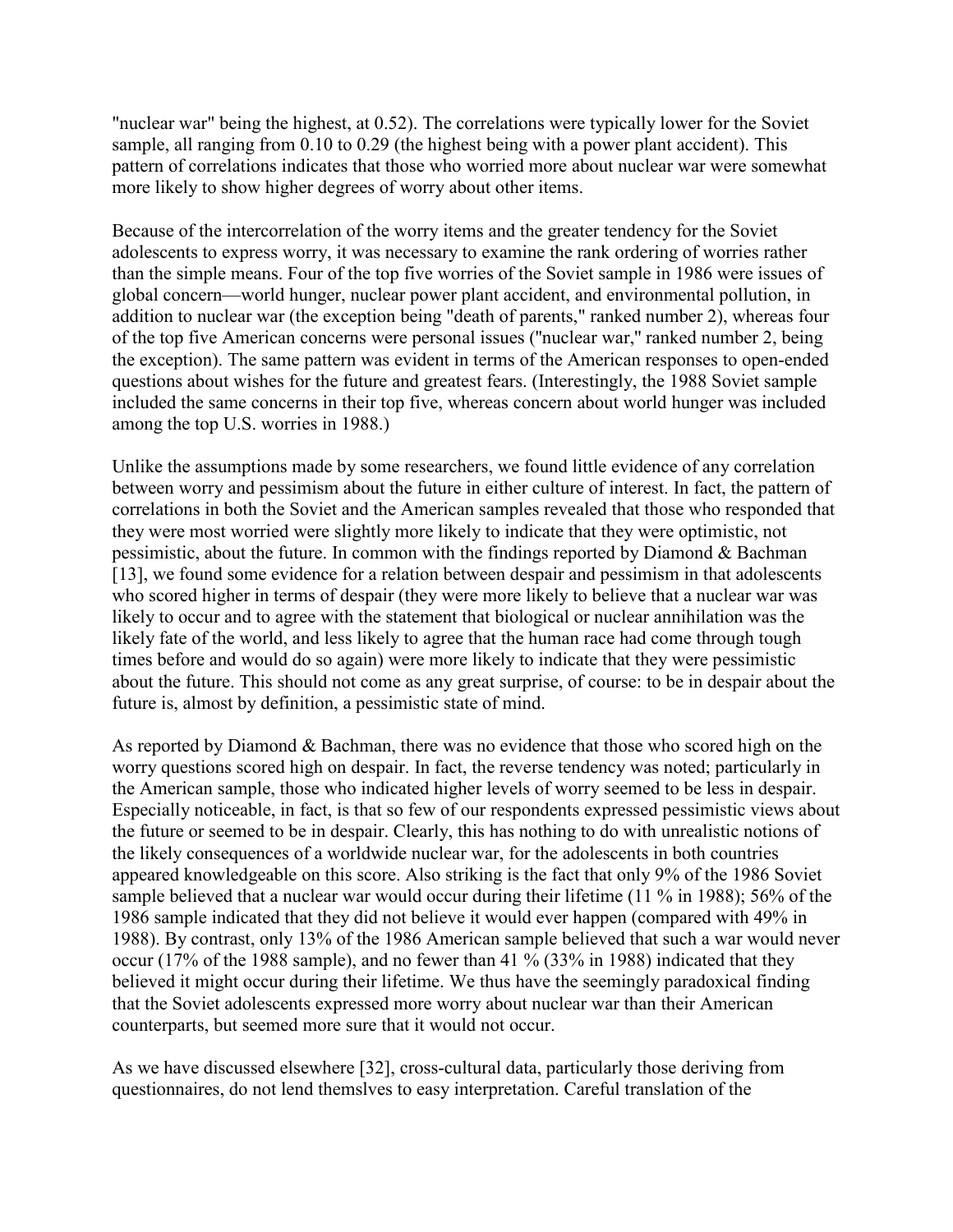"nuclear war" being the highest, at 0.52). The correlations were typically lower for the Soviet sample, all ranging from 0.10 to 0.29 (the highest being with a power plant accident). This pattern of correlations indicates that those who worried more about nuclear war were somewhat more likely to show higher degrees of worry about other items.

Because of the intercorrelation of the worry items and the greater tendency for the Soviet adolescents to express worry, it was necessary to examine the rank ordering of worries rather than the simple means. Four of the top five worries of the Soviet sample in 1986 were issues of global concern—world hunger, nuclear power plant accident, and environmental pollution, in addition to nuclear war (the exception being "death of parents," ranked number 2), whereas four of the top five American concerns were personal issues ("nuclear war," ranked number 2, being the exception). The same pattern was evident in terms of the American responses to open-ended questions about wishes for the future and greatest fears. (Interestingly, the 1988 Soviet sample included the same concerns in their top five, whereas concern about world hunger was included among the top U.S. worries in 1988.)

Unlike the assumptions made by some researchers, we found little evidence of any correlation between worry and pessimism about the future in either culture of interest. In fact, the pattern of correlations in both the Soviet and the American samples revealed that those who responded that they were most worried were slightly more likely to indicate that they were optimistic, not pessimistic, about the future. In common with the findings reported by Diamond & Bachman [13], we found some evidence for a relation between despair and pessimism in that adolescents who scored higher in terms of despair (they were more likely to believe that a nuclear war was likely to occur and to agree with the statement that biological or nuclear annihilation was the likely fate of the world, and less likely to agree that the human race had come through tough times before and would do so again) were more likely to indicate that they were pessimistic about the future. This should not come as any great surprise, of course: to be in despair about the future is, almost by definition, a pessimistic state of mind.

As reported by Diamond & Bachman, there was no evidence that those who scored high on the worry questions scored high on despair. In fact, the reverse tendency was noted; particularly in the American sample, those who indicated higher levels of worry seemed to be less in despair. Especially noticeable, in fact, is that so few of our respondents expressed pessimistic views about the future or seemed to be in despair. Clearly, this has nothing to do with unrealistic notions of the likely consequences of a worldwide nuclear war, for the adolescents in both countries appeared knowledgeable on this score. Also striking is the fact that only 9% of the 1986 Soviet sample believed that a nuclear war would occur during their lifetime (11 % in 1988); 56% of the 1986 sample indicated that they did not believe it would ever happen (compared with 49% in 1988). By contrast, only 13% of the 1986 American sample believed that such a war would never occur (17% of the 1988 sample), and no fewer than 41 % (33% in 1988) indicated that they believed it might occur during their lifetime. We thus have the seemingly paradoxical finding that the Soviet adolescents expressed more worry about nuclear war than their American counterparts, but seemed more sure that it would not occur.

As we have discussed elsewhere [32], cross-cultural data, particularly those deriving from questionnaires, do not lend themslves to easy interpretation. Careful translation of the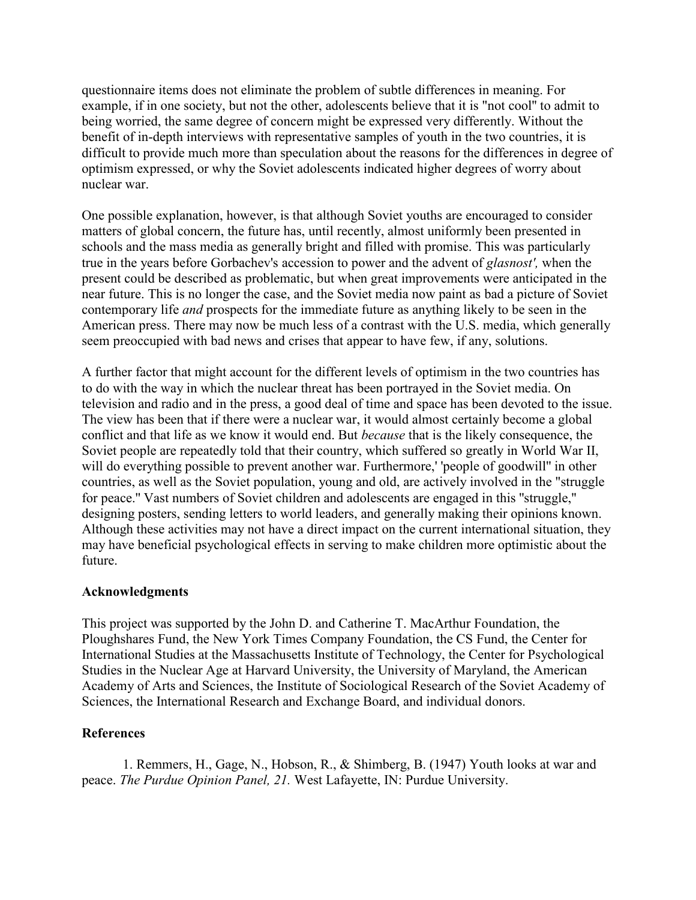questionnaire items does not eliminate the problem of subtle differences in meaning. For example, if in one society, but not the other, adolescents believe that it is "not cool" to admit to being worried, the same degree of concern might be expressed very differently. Without the benefit of in-depth interviews with representative samples of youth in the two countries, it is difficult to provide much more than speculation about the reasons for the differences in degree of optimism expressed, or why the Soviet adolescents indicated higher degrees of worry about nuclear war.

One possible explanation, however, is that although Soviet youths are encouraged to consider matters of global concern, the future has, until recently, almost uniformly been presented in schools and the mass media as generally bright and filled with promise. This was particularly true in the years before Gorbachev's accession to power and the advent of *glasnost',* when the present could be described as problematic, but when great improvements were anticipated in the near future. This is no longer the case, and the Soviet media now paint as bad a picture of Soviet contemporary life *and* prospects for the immediate future as anything likely to be seen in the American press. There may now be much less of a contrast with the U.S. media, which generally seem preoccupied with bad news and crises that appear to have few, if any, solutions.

A further factor that might account for the different levels of optimism in the two countries has to do with the way in which the nuclear threat has been portrayed in the Soviet media. On television and radio and in the press, a good deal of time and space has been devoted to the issue. The view has been that if there were a nuclear war, it would almost certainly become a global conflict and that life as we know it would end. But *because* that is the likely consequence, the Soviet people are repeatedly told that their country, which suffered so greatly in World War II, will do everything possible to prevent another war. Furthermore,' 'people of goodwill" in other countries, as well as the Soviet population, young and old, are actively involved in the "struggle for peace." Vast numbers of Soviet children and adolescents are engaged in this "struggle," designing posters, sending letters to world leaders, and generally making their opinions known. Although these activities may not have a direct impact on the current international situation, they may have beneficial psychological effects in serving to make children more optimistic about the future.

### Acknowledgments

This project was supported by the John D. and Catherine T. MacArthur Foundation, the Ploughshares Fund, the New York Times Company Foundation, the CS Fund, the Center for International Studies at the Massachusetts Institute of Technology, the Center for Psychological Studies in the Nuclear Age at Harvard University, the University of Maryland, the American Academy of Arts and Sciences, the Institute of Sociological Research of the Soviet Academy of Sciences, the International Research and Exchange Board, and individual donors.

### References

1. Remmers, H., Gage, N., Hobson, R., & Shimberg, B. (1947) Youth looks at war and peace. *The Purdue Opinion Panel, 21.* West Lafayette, IN: Purdue University.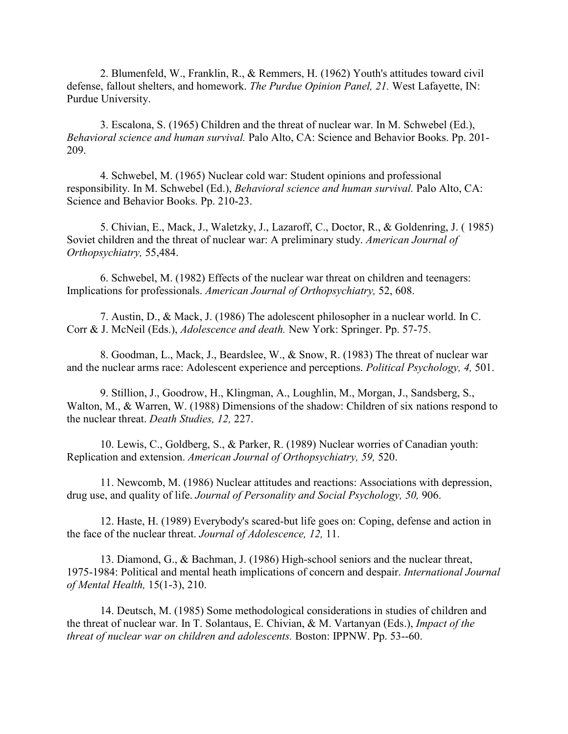2. Blumenfeld, W., Franklin, R., & Remmers, H. (1962) Youth's attitudes toward civil defense, fallout shelters, and homework. *The Purdue Opinion Panel, 21.* West Lafayette, IN: Purdue University.

3. Escalona, S. (1965) Children and the threat of nuclear war. In M. Schwebel (Ed.), *Behavioral science and human survival.* Palo Alto, CA: Science and Behavior Books. Pp. 201-209.

4. Schwebel, M. (1965) Nuclear cold war: Student opinions and professional responsibility. In M. Schwebel (Ed.), *Behavioral science and human survival.* Palo Alto, CA: Science and Behavior Books. Pp. 210-23.

5. Chivian, E., Mack, J., Waletzky, J., Lazaroff, C., Doctor, R., & Goldenring, J. ( 1985) Soviet children and the threat of nuclear war: A preliminary study. *American Journal of Orthopsychiatry,* 55,484.

6. Schwebel, M. (1982) Effects of the nuclear war threat on children and teenagers: Implications for professionals. *American Journal of Orthopsychiatry,* 52, 608.

7. Austin, D., & Mack, J. (1986) The adolescent philosopher in a nuclear world. In C. Corr & J. McNeil (Eds.), *Adolescence and death.* New York: Springer. Pp. 57-75.

8. Goodman, L., Mack, J., Beardslee, W., & Snow, R. (1983) The threat of nuclear war and the nuclear arms race: Adolescent experience and perceptions. *Political Psychology, 4,* 501.

9. Stillion, J., Goodrow, H., Klingman, A., Loughlin, M., Morgan, J., Sandsberg, S., Walton, M., & Warren, W. (1988) Dimensions of the shadow: Children of six nations respond to the nuclear threat. *Death Studies, 12,* 227.

10. Lewis, C., Goldberg, S., & Parker, R. (1989) Nuclear worries of Canadian youth: Replication and extension. *American Journal of Orthopsychiatry, 59,* 520.

11. Newcomb, M. (1986) Nuclear attitudes and reactions: Associations with depression, drug use, and quality of life. *Journal of Personality and Social Psychology, 50,* 906.

12. Haste, H. (1989) Everybody's scared-but life goes on: Coping, defense and action in the face of the nuclear threat. *Journal of Adolescence, 12,* 11.

13. Diamond, G., & Bachman, J. (1986) High-school seniors and the nuclear threat, 1975-1984: Political and mental heath implications of concern and despair. *International Journal of Mental Health,* 15(1-3), 210.

14. Deutsch, M. (1985) Some methodological considerations in studies of children and the threat of nuclear war. In T. Solantaus, E. Chivian, & M. Vartanyan (Eds.), *Impact of the threat of nuclear war on children and adolescents.* Boston: IPPNW. Pp. 53--60.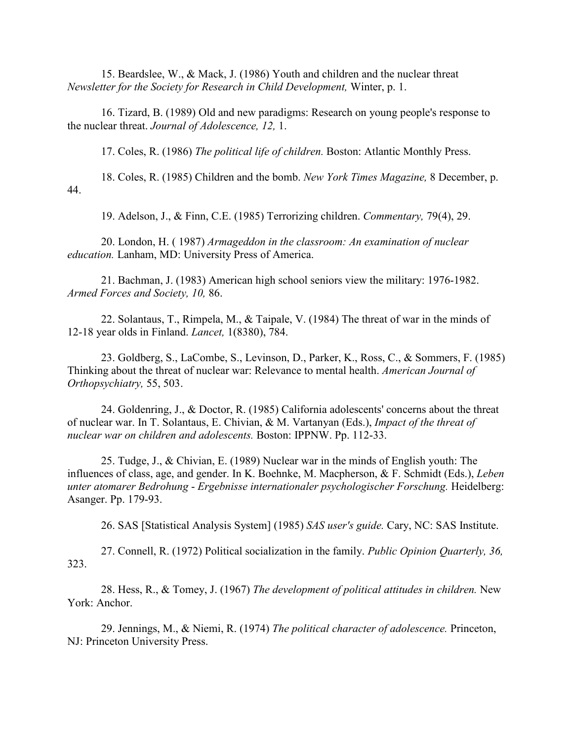15. Beardslee, W., & Mack, J. (1986) Youth and children and the nuclear threat *Newsletter for the Society for Research in Child Development,* Winter, p. 1.

16. Tizard, B. (1989) Old and new paradigms: Research on young people's response to the nuclear threat. *Journal of Adolescence, 12,* 1.

17. Coles, R. (1986) *The political life of children.* Boston: Atlantic Monthly Press.

18. Coles, R. (1985) Children and the bomb. *New York Times Magazine,* 8 December, p. 44.

19. Adelson, J., & Finn, C.E. (1985) Terrorizing children. *Commentary,* 79(4), 29.

20. London, H. ( 1987) *Armageddon in the classroom: An examination of nuclear education.* Lanham, MD: University Press of America.

21. Bachman, J. (1983) American high school seniors view the military: 1976-1982. *Armed Forces and Society, 10,* 86.

22. Solantaus, T., Rimpela, M., & Taipale, V. (1984) The threat of war in the minds of 12-18 year olds in Finland. *Lancet,* 1(8380), 784.

23. Goldberg, S., LaCombe, S., Levinson, D., Parker, K., Ross, C., & Sommers, F. (1985) Thinking about the threat of nuclear war: Relevance to mental health. *American Journal of Orthopsychiatry,* 55, 503.

24. Goldenring, J., & Doctor, R. (1985) California adolescents' concerns about the threat of nuclear war. In T. Solantaus, E. Chivian, & M. Vartanyan (Eds.), *Impact of the threat of nuclear war on children and adolescents.* Boston: IPPNW. Pp. 112-33.

25. Tudge, J., & Chivian, E. (1989) Nuclear war in the minds of English youth: The influences of class, age, and gender. In K. Boehnke, M. Macpherson, & F. Schmidt (Eds.), *Leben unter atomarer Bedrohung - Ergebnisse internationaler psychologischer Forschung.* Heidelberg: Asanger. Pp. 179-93.

26. SAS [Statistical Analysis System] (1985) *SAS user's guide.* Cary, NC: SAS Institute.

27. Connell, R. (1972) Political socialization in the family. *Public Opinion Quarterly, 36,* 323.

28. Hess, R., & Tomey, J. (1967) *The development of political attitudes in children.* New York: Anchor.

29. Jennings, M., & Niemi, R. (1974) *The political character of adolescence.* Princeton, NJ: Princeton University Press.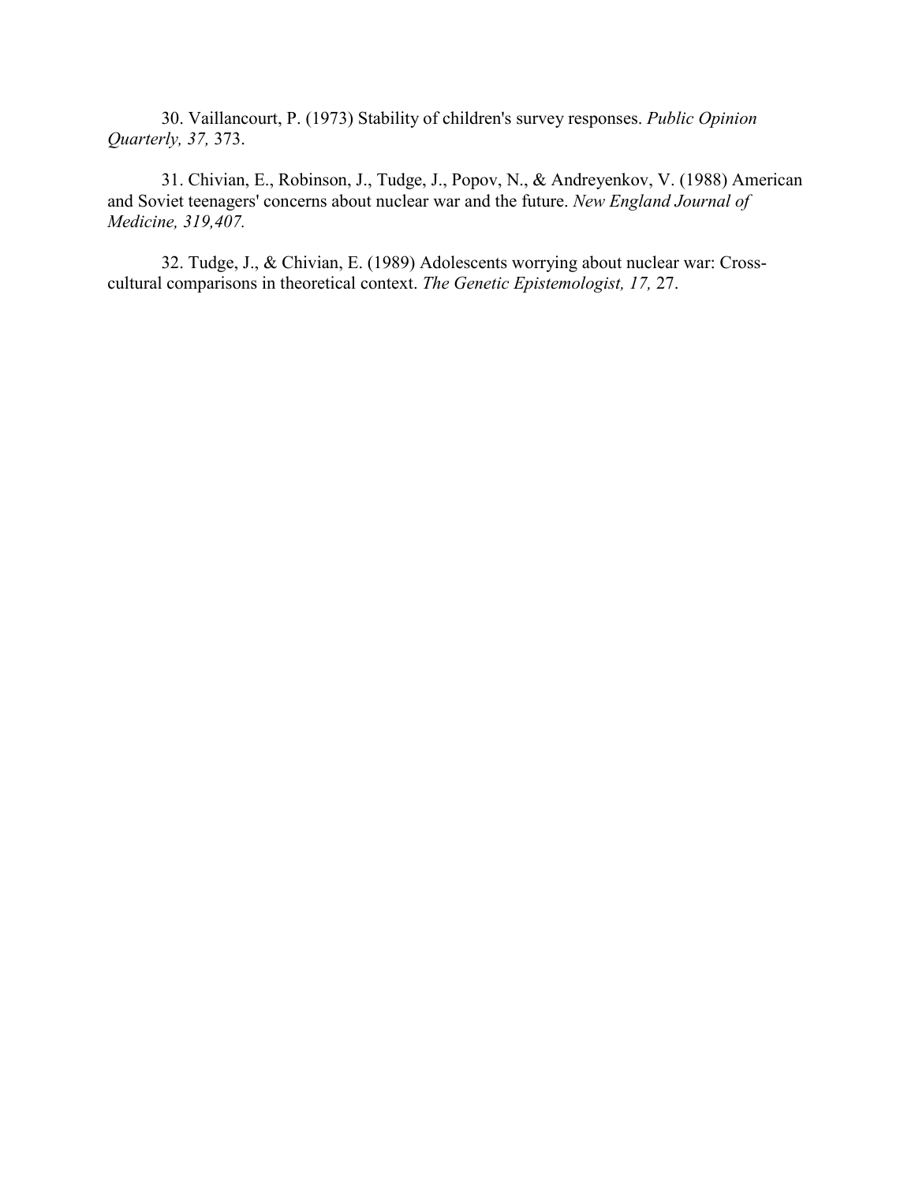30. Vaillancourt, P. (1973) Stability of children's survey responses. *Public Opinion Quarterly, 37,* 373.

31. Chivian, E., Robinson, J., Tudge, J., Popov, N., & Andreyenkov, V. (1988) American and Soviet teenagers' concerns about nuclear war and the future. *New England Journal of Medicine, 319,407.*

32. Tudge, J., & Chivian, E. (1989) Adolescents worrying about nuclear war: Cross-cultural comparisons in theoretical context. *The Genetic Epistemologist, 17,* 27.